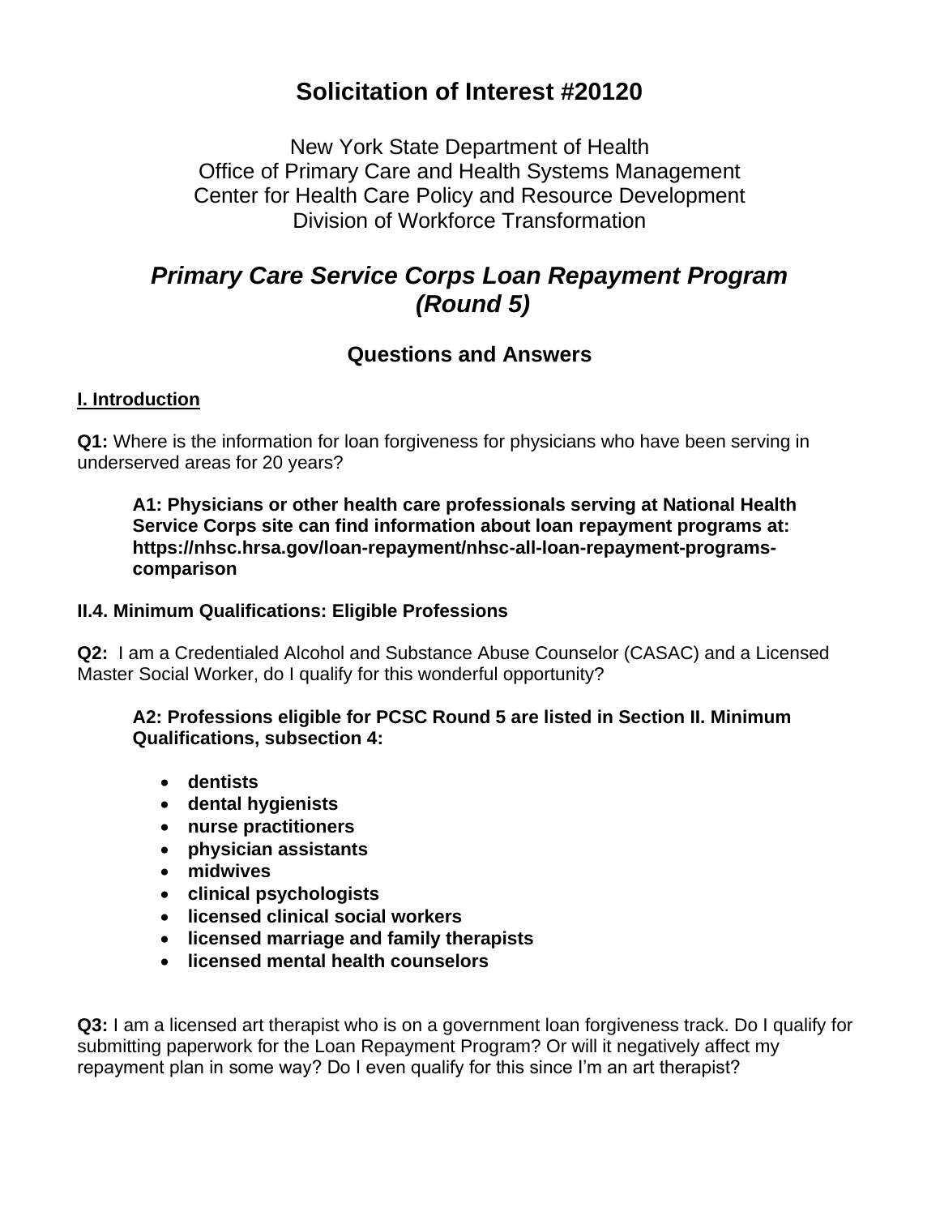# Solicitation of Interest #20120

New York State Department of Health
Office of Primary Care and Health Systems Management
Center for Health Care Policy and Resource Development
Division of Workforce Transformation

## *Primary Care Service Corps Loan Repayment Program (Round 5)*

### Questions and Answers

**I. Introduction**

**Q1:** Where is the information for loan forgiveness for physicians who have been serving in underserved areas for 20 years?

> **A1: Physicians or other health care professionals serving at National Health Service Corps site can find information about loan repayment programs at: https://nhsc.hrsa.gov/loan-repayment/nhsc-all-loan-repayment-programs-comparison**

**II.4. Minimum Qualifications: Eligible Professions**

**Q2:** I am a Credentialed Alcohol and Substance Abuse Counselor (CASAC) and a Licensed Master Social Worker, do I qualify for this wonderful opportunity?

> **A2: Professions eligible for PCSC Round 5 are listed in Section II. Minimum Qualifications, subsection 4:**
>
> - **dentists**
> - **dental hygienists**
> - **nurse practitioners**
> - **physician assistants**
> - **midwives**
> - **clinical psychologists**
> - **licensed clinical social workers**
> - **licensed marriage and family therapists**
> - **licensed mental health counselors**

**Q3:** I am a licensed art therapist who is on a government loan forgiveness track. Do I qualify for submitting paperwork for the Loan Repayment Program? Or will it negatively affect my repayment plan in some way? Do I even qualify for this since I'm an art therapist?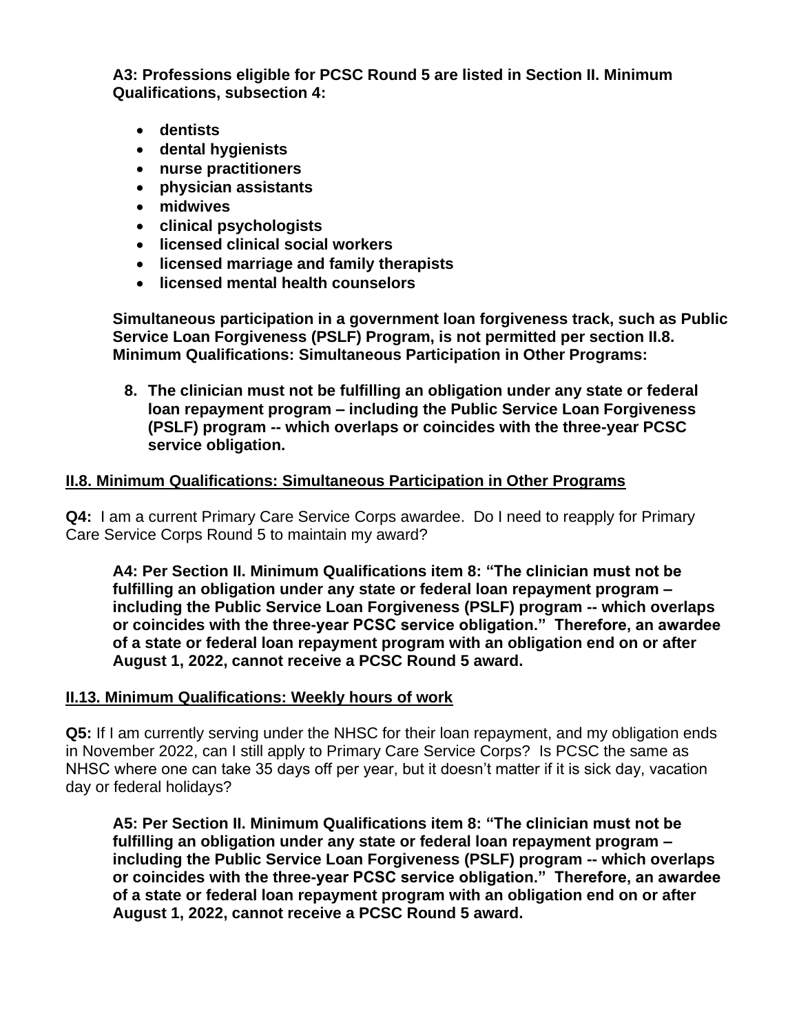**A3: Professions eligible for PCSC Round 5 are listed in Section II. Minimum Qualifications, subsection 4:**

- **dentists**
- **dental hygienists**
- **nurse practitioners**
- **physician assistants**
- **midwives**
- **clinical psychologists**
- **licensed clinical social workers**
- **licensed marriage and family therapists**
- **licensed mental health counselors**

**Simultaneous participation in a government loan forgiveness track, such as Public Service Loan Forgiveness (PSLF) Program, is not permitted per section II.8. Minimum Qualifications: Simultaneous Participation in Other Programs:**

8. **The clinician must not be fulfilling an obligation under any state or federal loan repayment program – including the Public Service Loan Forgiveness (PSLF) program -- which overlaps or coincides with the three-year PCSC service obligation.**

## II.8. Minimum Qualifications: Simultaneous Participation in Other Programs

**Q4:** I am a current Primary Care Service Corps awardee. Do I need to reapply for Primary Care Service Corps Round 5 to maintain my award?

**A4: Per Section II. Minimum Qualifications item 8: "The clinician must not be fulfilling an obligation under any state or federal loan repayment program – including the Public Service Loan Forgiveness (PSLF) program -- which overlaps or coincides with the three-year PCSC service obligation." Therefore, an awardee of a state or federal loan repayment program with an obligation end on or after August 1, 2022, cannot receive a PCSC Round 5 award.**

## II.13. Minimum Qualifications: Weekly hours of work

**Q5:** If I am currently serving under the NHSC for their loan repayment, and my obligation ends in November 2022, can I still apply to Primary Care Service Corps? Is PCSC the same as NHSC where one can take 35 days off per year, but it doesn't matter if it is sick day, vacation day or federal holidays?

**A5: Per Section II. Minimum Qualifications item 8: "The clinician must not be fulfilling an obligation under any state or federal loan repayment program – including the Public Service Loan Forgiveness (PSLF) program -- which overlaps or coincides with the three-year PCSC service obligation." Therefore, an awardee of a state or federal loan repayment program with an obligation end on or after August 1, 2022, cannot receive a PCSC Round 5 award.**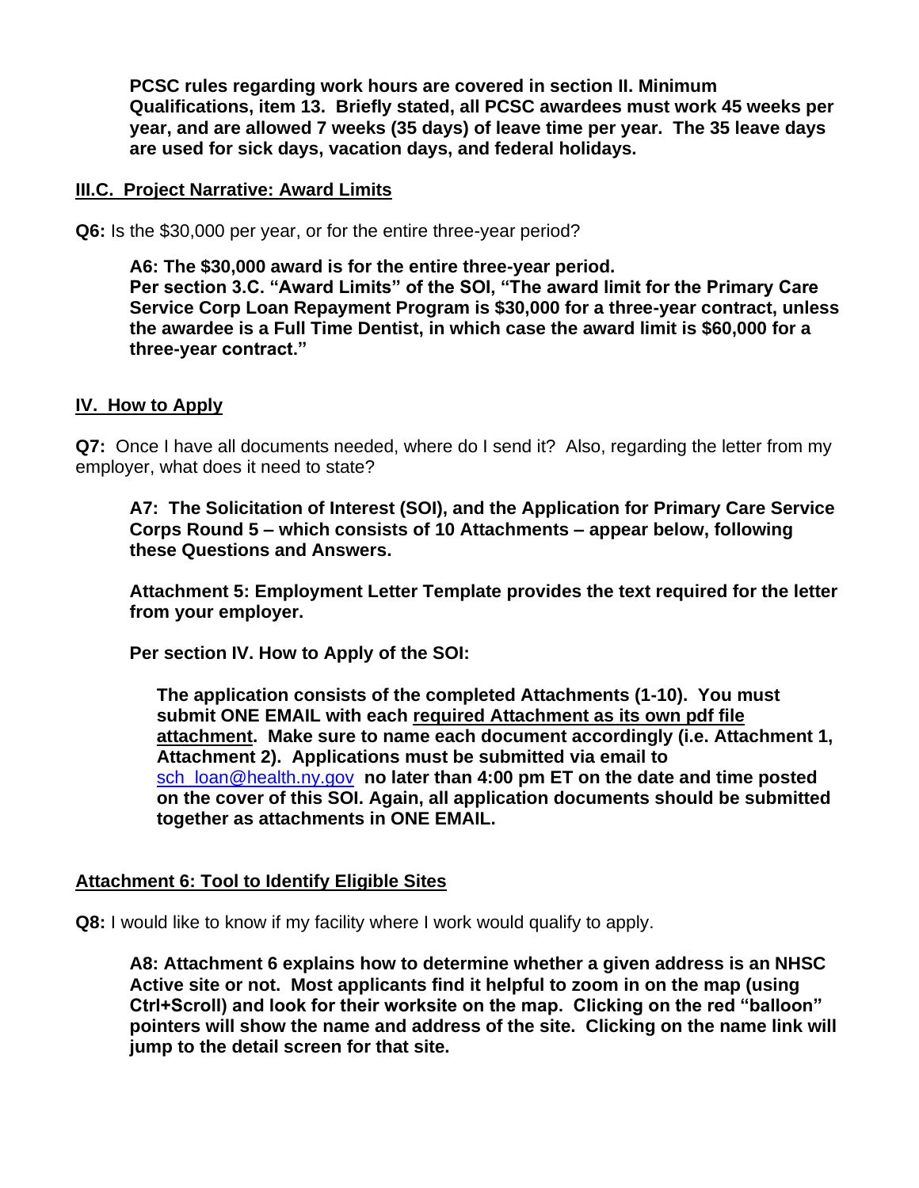**PCSC rules regarding work hours are covered in section II. Minimum Qualifications, item 13. Briefly stated, all PCSC awardees must work 45 weeks per year, and are allowed 7 weeks (35 days) of leave time per year. The 35 leave days are used for sick days, vacation days, and federal holidays.**

**III.C. Project Narrative: Award Limits**

**Q6:** Is the $30,000 per year, or for the entire three-year period?

> **A6: The $30,000 award is for the entire three-year period.**
> **Per section 3.C. "Award Limits" of the SOI, "The award limit for the Primary Care Service Corp Loan Repayment Program is $30,000 for a three-year contract, unless the awardee is a Full Time Dentist, in which case the award limit is $60,000 for a three-year contract."**

**IV. How to Apply**

**Q7:** Once I have all documents needed, where do I send it? Also, regarding the letter from my employer, what does it need to state?

> **A7: The Solicitation of Interest (SOI), and the Application for Primary Care Service Corps Round 5 – which consists of 10 Attachments – appear below, following these Questions and Answers.**
>
> **Attachment 5: Employment Letter Template provides the text required for the letter from your employer.**
>
> **Per section IV. How to Apply of the SOI:**
>
> > **The application consists of the completed Attachments (1-10). You must submit ONE EMAIL with each required Attachment as its own pdf file attachment. Make sure to name each document accordingly (i.e. Attachment 1, Attachment 2). Applications must be submitted via email to sch_loan@health.ny.gov no later than 4:00 pm ET on the date and time posted on the cover of this SOI. Again, all application documents should be submitted together as attachments in ONE EMAIL.**

**Attachment 6: Tool to Identify Eligible Sites**

**Q8:** I would like to know if my facility where I work would qualify to apply.

> **A8: Attachment 6 explains how to determine whether a given address is an NHSC Active site or not. Most applicants find it helpful to zoom in on the map (using Ctrl+Scroll) and look for their worksite on the map. Clicking on the red "balloon" pointers will show the name and address of the site. Clicking on the name link will jump to the detail screen for that site.**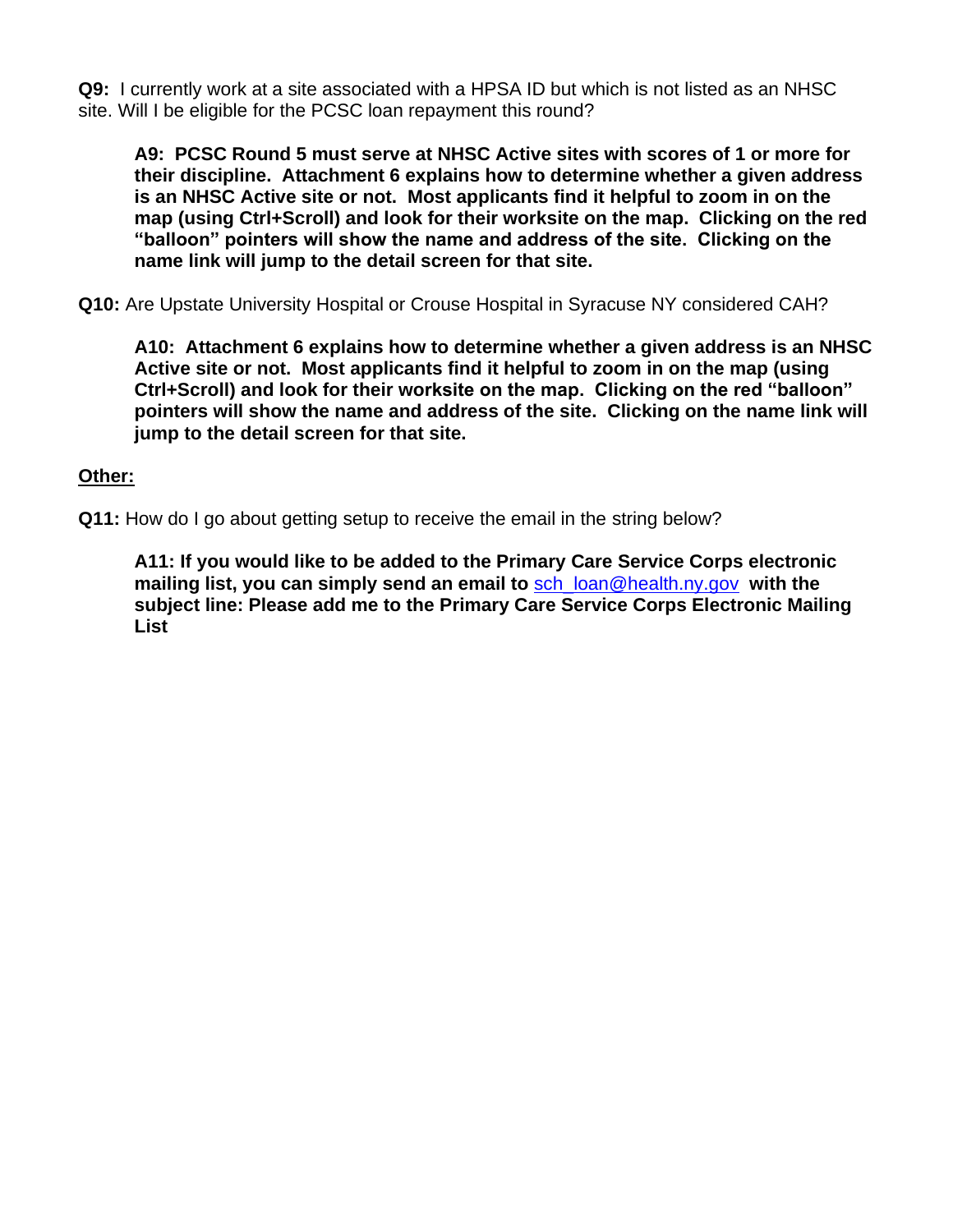**Q9:** I currently work at a site associated with a HPSA ID but which is not listed as an NHSC site. Will I be eligible for the PCSC loan repayment this round?

> **A9: PCSC Round 5 must serve at NHSC Active sites with scores of 1 or more for their discipline. Attachment 6 explains how to determine whether a given address is an NHSC Active site or not. Most applicants find it helpful to zoom in on the map (using Ctrl+Scroll) and look for their worksite on the map. Clicking on the red "balloon" pointers will show the name and address of the site. Clicking on the name link will jump to the detail screen for that site.**

**Q10:** Are Upstate University Hospital or Crouse Hospital in Syracuse NY considered CAH?

> **A10: Attachment 6 explains how to determine whether a given address is an NHSC Active site or not. Most applicants find it helpful to zoom in on the map (using Ctrl+Scroll) and look for their worksite on the map. Clicking on the red "balloon" pointers will show the name and address of the site. Clicking on the name link will jump to the detail screen for that site.**

**Other:**

**Q11:** How do I go about getting setup to receive the email in the string below?

> **A11: If you would like to be added to the Primary Care Service Corps electronic mailing list, you can simply send an email to** sch_loan@health.ny.gov **with the subject line: Please add me to the Primary Care Service Corps Electronic Mailing List**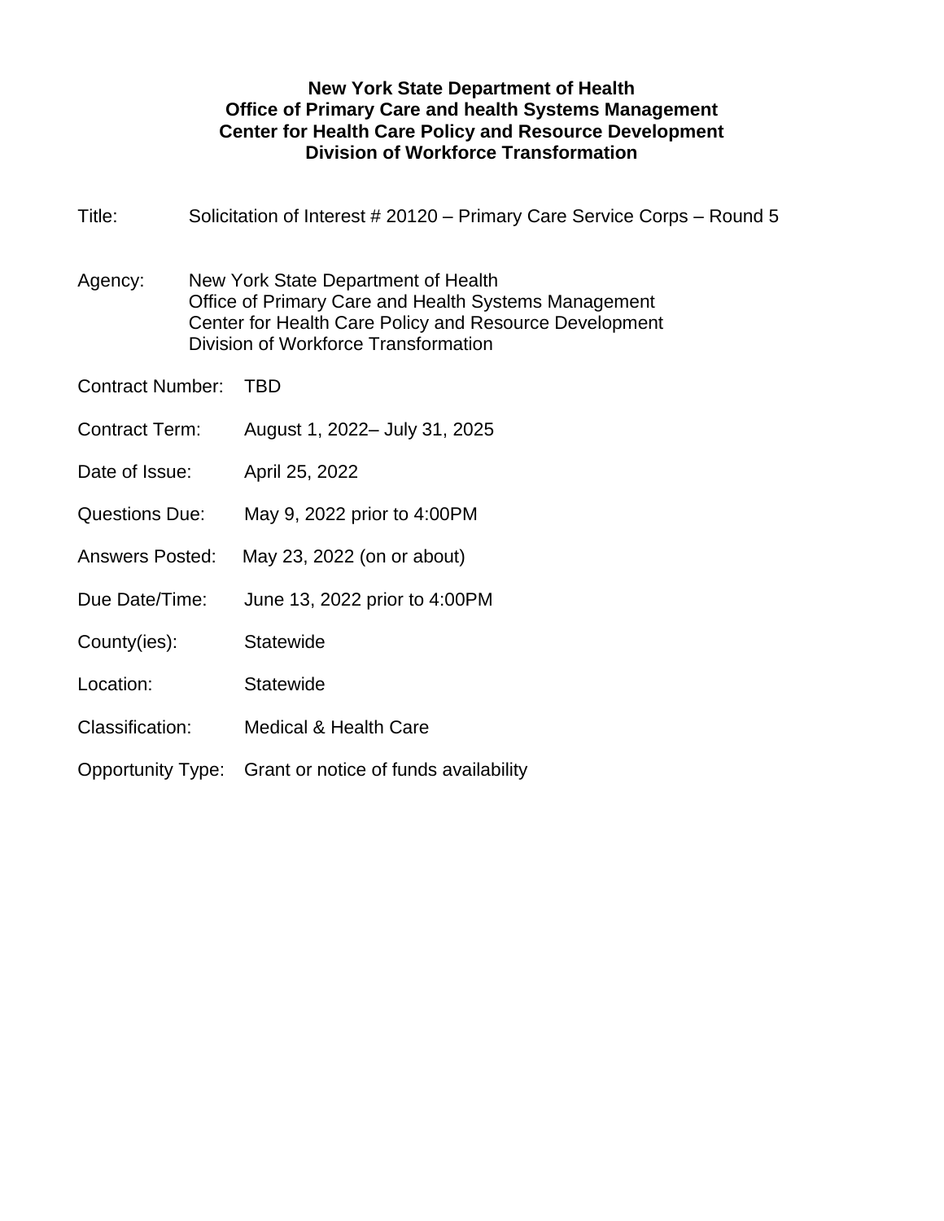**New York State Department of Health**
**Office of Primary Care and health Systems Management**
**Center for Health Care Policy and Resource Development**
**Division of Workforce Transformation**

Title: Solicitation of Interest # 20120 – Primary Care Service Corps – Round 5

Agency: New York State Department of Health
Office of Primary Care and Health Systems Management
Center for Health Care Policy and Resource Development
Division of Workforce Transformation

Contract Number: TBD

Contract Term: August 1, 2022– July 31, 2025

Date of Issue: April 25, 2022

Questions Due: May 9, 2022 prior to 4:00PM

Answers Posted: May 23, 2022 (on or about)

Due Date/Time: June 13, 2022 prior to 4:00PM

County(ies): Statewide

Location: Statewide

Classification: Medical & Health Care

Opportunity Type: Grant or notice of funds availability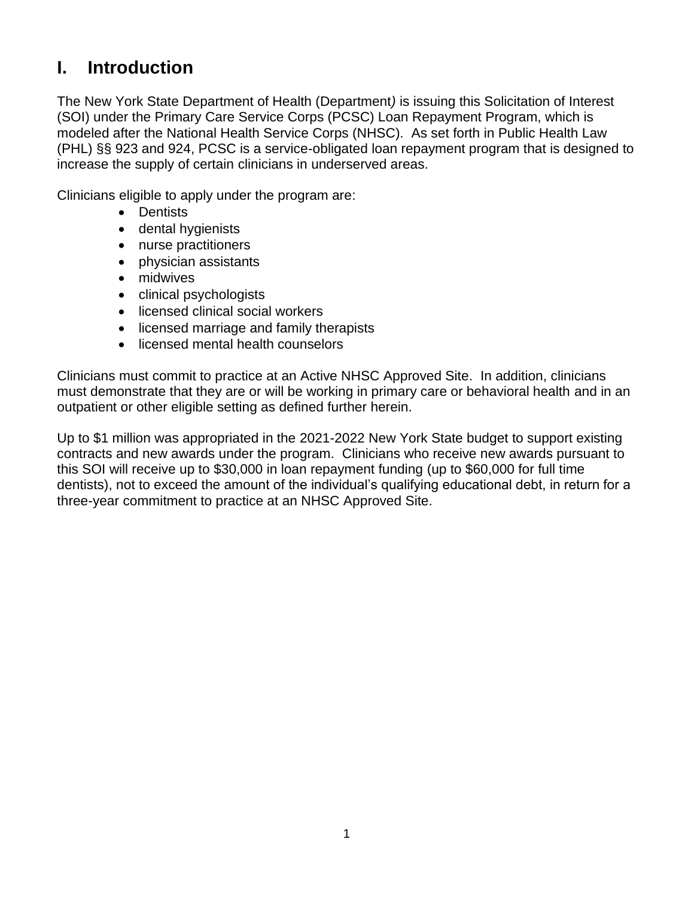# I. Introduction

The New York State Department of Health (Department*)* is issuing this Solicitation of Interest (SOI) under the Primary Care Service Corps (PCSC) Loan Repayment Program, which is modeled after the National Health Service Corps (NHSC). As set forth in Public Health Law (PHL) §§ 923 and 924, PCSC is a service-obligated loan repayment program that is designed to increase the supply of certain clinicians in underserved areas.

Clinicians eligible to apply under the program are:

- Dentists
- dental hygienists
- nurse practitioners
- physician assistants
- midwives
- clinical psychologists
- licensed clinical social workers
- licensed marriage and family therapists
- licensed mental health counselors

Clinicians must commit to practice at an Active NHSC Approved Site. In addition, clinicians must demonstrate that they are or will be working in primary care or behavioral health and in an outpatient or other eligible setting as defined further herein.

Up to $1 million was appropriated in the 2021-2022 New York State budget to support existing contracts and new awards under the program. Clinicians who receive new awards pursuant to this SOI will receive up to $30,000 in loan repayment funding (up to $60,000 for full time dentists), not to exceed the amount of the individual's qualifying educational debt, in return for a three-year commitment to practice at an NHSC Approved Site.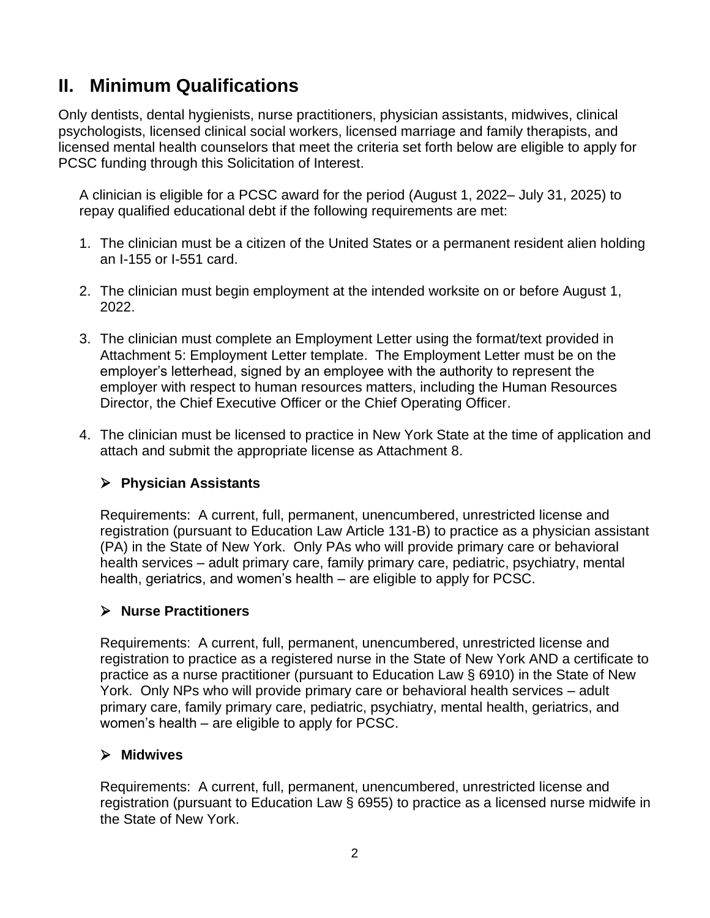## II. Minimum Qualifications

Only dentists, dental hygienists, nurse practitioners, physician assistants, midwives, clinical psychologists, licensed clinical social workers, licensed marriage and family therapists, and licensed mental health counselors that meet the criteria set forth below are eligible to apply for PCSC funding through this Solicitation of Interest.

A clinician is eligible for a PCSC award for the period (August 1, 2022– July 31, 2025) to repay qualified educational debt if the following requirements are met:

1. The clinician must be a citizen of the United States or a permanent resident alien holding an I-155 or I-551 card.

2. The clinician must begin employment at the intended worksite on or before August 1, 2022.

3. The clinician must complete an Employment Letter using the format/text provided in Attachment 5: Employment Letter template. The Employment Letter must be on the employer's letterhead, signed by an employee with the authority to represent the employer with respect to human resources matters, including the Human Resources Director, the Chief Executive Officer or the Chief Operating Officer.

4. The clinician must be licensed to practice in New York State at the time of application and attach and submit the appropriate license as Attachment 8.

   - **Physician Assistants**

     Requirements: A current, full, permanent, unencumbered, unrestricted license and registration (pursuant to Education Law Article 131-B) to practice as a physician assistant (PA) in the State of New York. Only PAs who will provide primary care or behavioral health services – adult primary care, family primary care, pediatric, psychiatry, mental health, geriatrics, and women's health – are eligible to apply for PCSC.

   - **Nurse Practitioners**

     Requirements: A current, full, permanent, unencumbered, unrestricted license and registration to practice as a registered nurse in the State of New York AND a certificate to practice as a nurse practitioner (pursuant to Education Law § 6910) in the State of New York. Only NPs who will provide primary care or behavioral health services – adult primary care, family primary care, pediatric, psychiatry, mental health, geriatrics, and women's health – are eligible to apply for PCSC.

   - **Midwives**

     Requirements: A current, full, permanent, unencumbered, unrestricted license and registration (pursuant to Education Law § 6955) to practice as a licensed nurse midwife in the State of New York.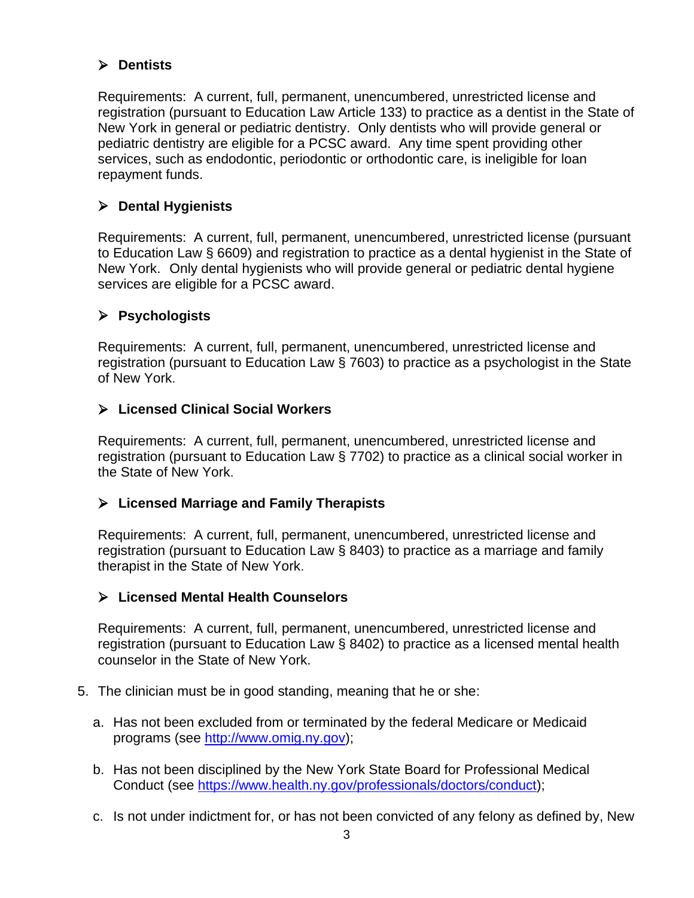- **Dentists**

  Requirements: A current, full, permanent, unencumbered, unrestricted license and registration (pursuant to Education Law Article 133) to practice as a dentist in the State of New York in general or pediatric dentistry. Only dentists who will provide general or pediatric dentistry are eligible for a PCSC award. Any time spent providing other services, such as endodontic, periodontic or orthodontic care, is ineligible for loan repayment funds.

- **Dental Hygienists**

  Requirements: A current, full, permanent, unencumbered, unrestricted license (pursuant to Education Law § 6609) and registration to practice as a dental hygienist in the State of New York. Only dental hygienists who will provide general or pediatric dental hygiene services are eligible for a PCSC award.

- **Psychologists**

  Requirements: A current, full, permanent, unencumbered, unrestricted license and registration (pursuant to Education Law § 7603) to practice as a psychologist in the State of New York.

- **Licensed Clinical Social Workers**

  Requirements: A current, full, permanent, unencumbered, unrestricted license and registration (pursuant to Education Law § 7702) to practice as a clinical social worker in the State of New York.

- **Licensed Marriage and Family Therapists**

  Requirements: A current, full, permanent, unencumbered, unrestricted license and registration (pursuant to Education Law § 8403) to practice as a marriage and family therapist in the State of New York.

- **Licensed Mental Health Counselors**

  Requirements: A current, full, permanent, unencumbered, unrestricted license and registration (pursuant to Education Law § 8402) to practice as a licensed mental health counselor in the State of New York.

5. The clinician must be in good standing, meaning that he or she:

   a. Has not been excluded from or terminated by the federal Medicare or Medicaid programs (see http://www.omig.ny.gov);

   b. Has not been disciplined by the New York State Board for Professional Medical Conduct (see https://www.health.ny.gov/professionals/doctors/conduct);

   c. Is not under indictment for, or has not been convicted of any felony as defined by, New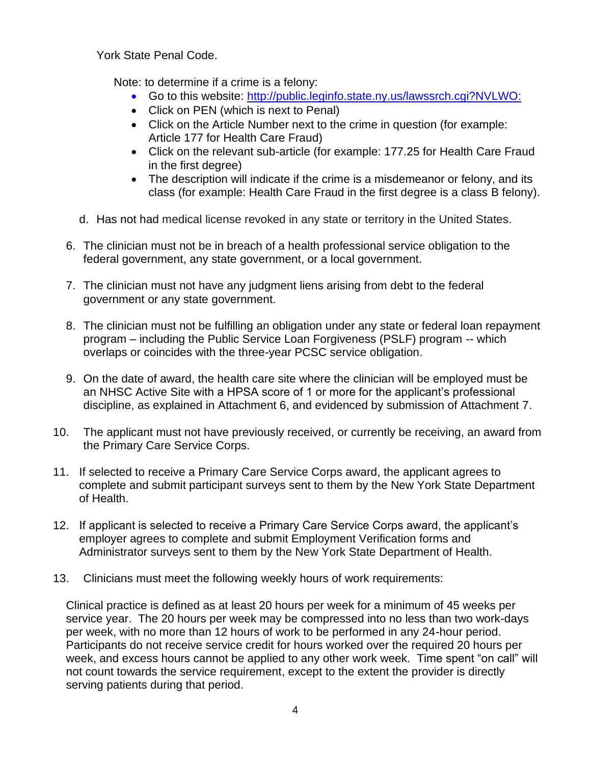York State Penal Code.

Note: to determine if a crime is a felony:

- Go to this website: [http://public.leginfo.state.ny.us/lawssrch.cgi?NVLWO:](http://public.leginfo.state.ny.us/lawssrch.cgi?NVLWO:)
- Click on PEN (which is next to Penal)
- Click on the Article Number next to the crime in question (for example: Article 177 for Health Care Fraud)
- Click on the relevant sub-article (for example: 177.25 for Health Care Fraud in the first degree)
- The description will indicate if the crime is a misdemeanor or felony, and its class (for example: Health Care Fraud in the first degree is a class B felony).

d. Has not had medical license revoked in any state or territory in the United States.

6. The clinician must not be in breach of a health professional service obligation to the federal government, any state government, or a local government.

7. The clinician must not have any judgment liens arising from debt to the federal government or any state government.

8. The clinician must not be fulfilling an obligation under any state or federal loan repayment program – including the Public Service Loan Forgiveness (PSLF) program -- which overlaps or coincides with the three-year PCSC service obligation.

9. On the date of award, the health care site where the clinician will be employed must be an NHSC Active Site with a HPSA score of 1 or more for the applicant's professional discipline, as explained in Attachment 6, and evidenced by submission of Attachment 7.

10. The applicant must not have previously received, or currently be receiving, an award from the Primary Care Service Corps.

11. If selected to receive a Primary Care Service Corps award, the applicant agrees to complete and submit participant surveys sent to them by the New York State Department of Health.

12. If applicant is selected to receive a Primary Care Service Corps award, the applicant's employer agrees to complete and submit Employment Verification forms and Administrator surveys sent to them by the New York State Department of Health.

13. Clinicians must meet the following weekly hours of work requirements:

Clinical practice is defined as at least 20 hours per week for a minimum of 45 weeks per service year. The 20 hours per week may be compressed into no less than two work-days per week, with no more than 12 hours of work to be performed in any 24-hour period. Participants do not receive service credit for hours worked over the required 20 hours per week, and excess hours cannot be applied to any other work week. Time spent "on call" will not count towards the service requirement, except to the extent the provider is directly serving patients during that period.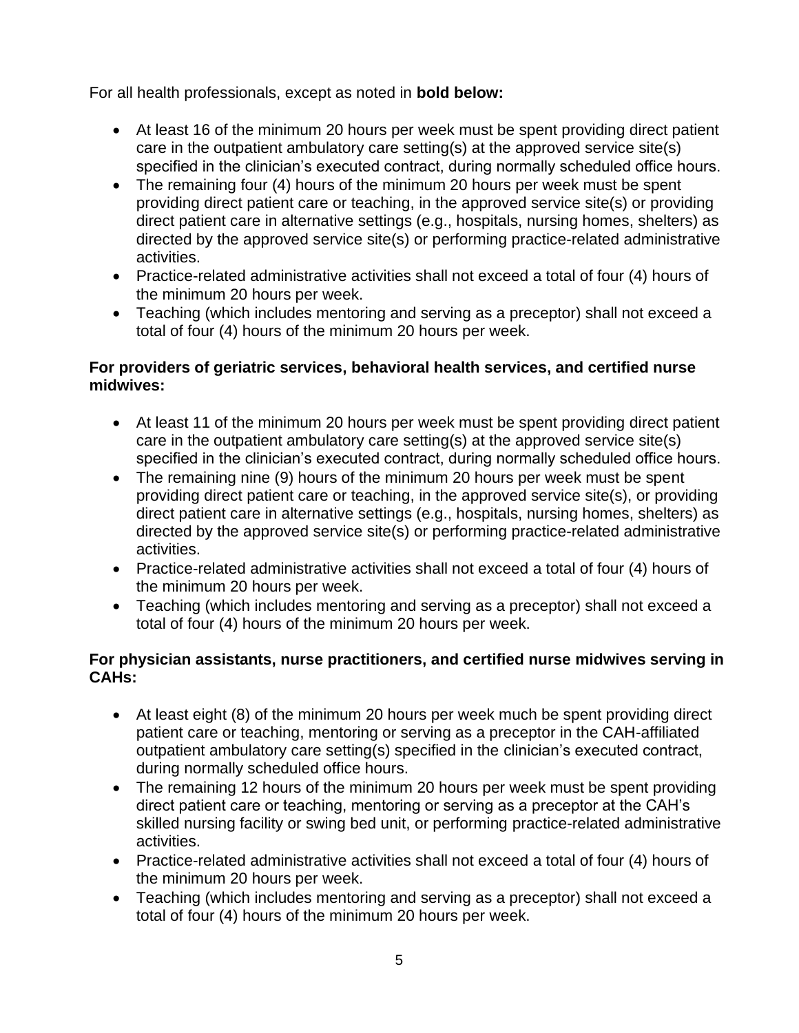For all health professionals, except as noted in **bold below:**

- At least 16 of the minimum 20 hours per week must be spent providing direct patient care in the outpatient ambulatory care setting(s) at the approved service site(s) specified in the clinician's executed contract, during normally scheduled office hours.
- The remaining four (4) hours of the minimum 20 hours per week must be spent providing direct patient care or teaching, in the approved service site(s) or providing direct patient care in alternative settings (e.g., hospitals, nursing homes, shelters) as directed by the approved service site(s) or performing practice-related administrative activities.
- Practice-related administrative activities shall not exceed a total of four (4) hours of the minimum 20 hours per week.
- Teaching (which includes mentoring and serving as a preceptor) shall not exceed a total of four (4) hours of the minimum 20 hours per week.

**For providers of geriatric services, behavioral health services, and certified nurse midwives:**

- At least 11 of the minimum 20 hours per week must be spent providing direct patient care in the outpatient ambulatory care setting(s) at the approved service site(s) specified in the clinician's executed contract, during normally scheduled office hours.
- The remaining nine (9) hours of the minimum 20 hours per week must be spent providing direct patient care or teaching, in the approved service site(s), or providing direct patient care in alternative settings (e.g., hospitals, nursing homes, shelters) as directed by the approved service site(s) or performing practice-related administrative activities.
- Practice-related administrative activities shall not exceed a total of four (4) hours of the minimum 20 hours per week.
- Teaching (which includes mentoring and serving as a preceptor) shall not exceed a total of four (4) hours of the minimum 20 hours per week.

**For physician assistants, nurse practitioners, and certified nurse midwives serving in CAHs:**

- At least eight (8) of the minimum 20 hours per week much be spent providing direct patient care or teaching, mentoring or serving as a preceptor in the CAH-affiliated outpatient ambulatory care setting(s) specified in the clinician's executed contract, during normally scheduled office hours.
- The remaining 12 hours of the minimum 20 hours per week must be spent providing direct patient care or teaching, mentoring or serving as a preceptor at the CAH's skilled nursing facility or swing bed unit, or performing practice-related administrative activities.
- Practice-related administrative activities shall not exceed a total of four (4) hours of the minimum 20 hours per week.
- Teaching (which includes mentoring and serving as a preceptor) shall not exceed a total of four (4) hours of the minimum 20 hours per week.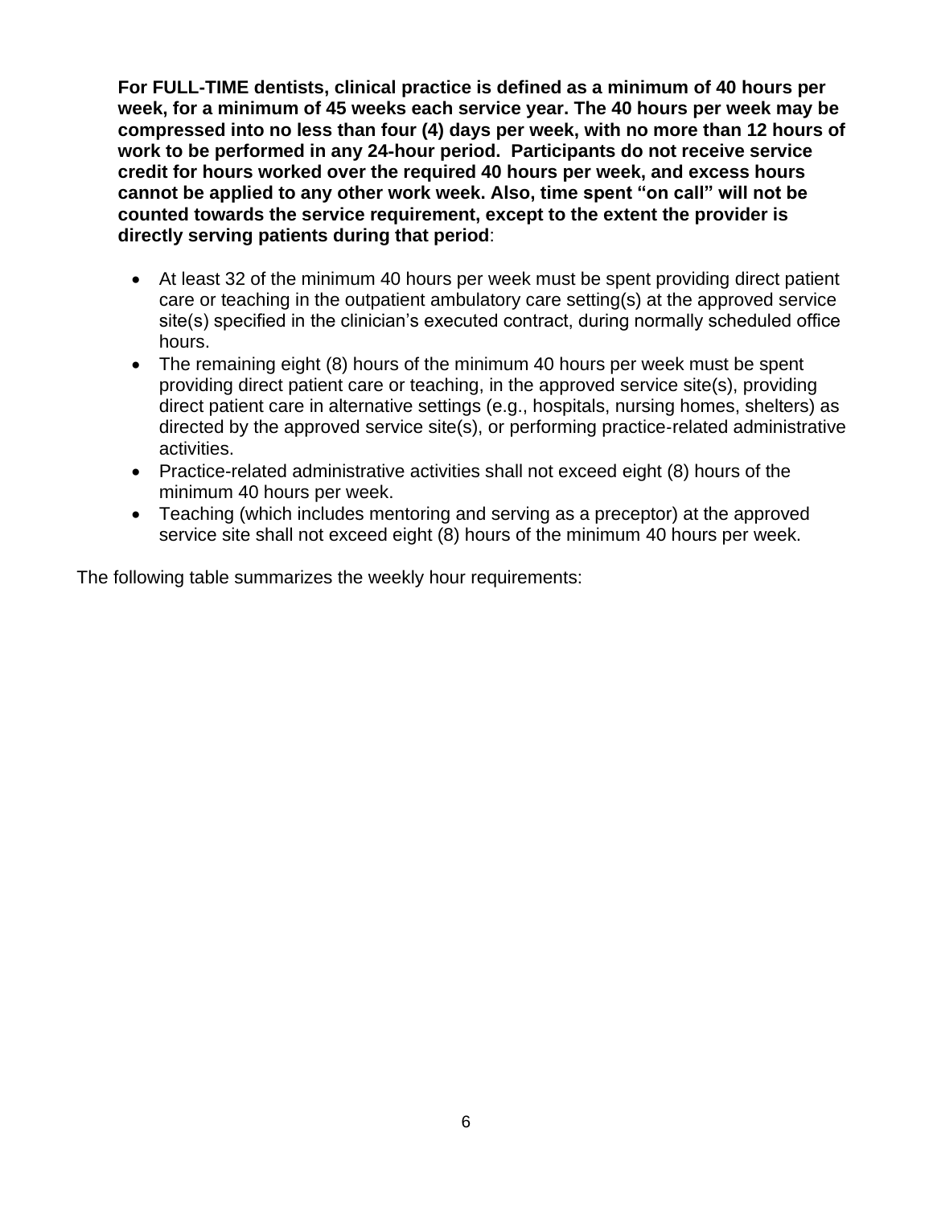**For FULL-TIME dentists, clinical practice is defined as a minimum of 40 hours per week, for a minimum of 45 weeks each service year. The 40 hours per week may be compressed into no less than four (4) days per week, with no more than 12 hours of work to be performed in any 24-hour period. Participants do not receive service credit for hours worked over the required 40 hours per week, and excess hours cannot be applied to any other work week. Also, time spent "on call" will not be counted towards the service requirement, except to the extent the provider is directly serving patients during that period**:

- At least 32 of the minimum 40 hours per week must be spent providing direct patient care or teaching in the outpatient ambulatory care setting(s) at the approved service site(s) specified in the clinician's executed contract, during normally scheduled office hours.
- The remaining eight (8) hours of the minimum 40 hours per week must be spent providing direct patient care or teaching, in the approved service site(s), providing direct patient care in alternative settings (e.g., hospitals, nursing homes, shelters) as directed by the approved service site(s), or performing practice-related administrative activities.
- Practice-related administrative activities shall not exceed eight (8) hours of the minimum 40 hours per week.
- Teaching (which includes mentoring and serving as a preceptor) at the approved service site shall not exceed eight (8) hours of the minimum 40 hours per week.

The following table summarizes the weekly hour requirements: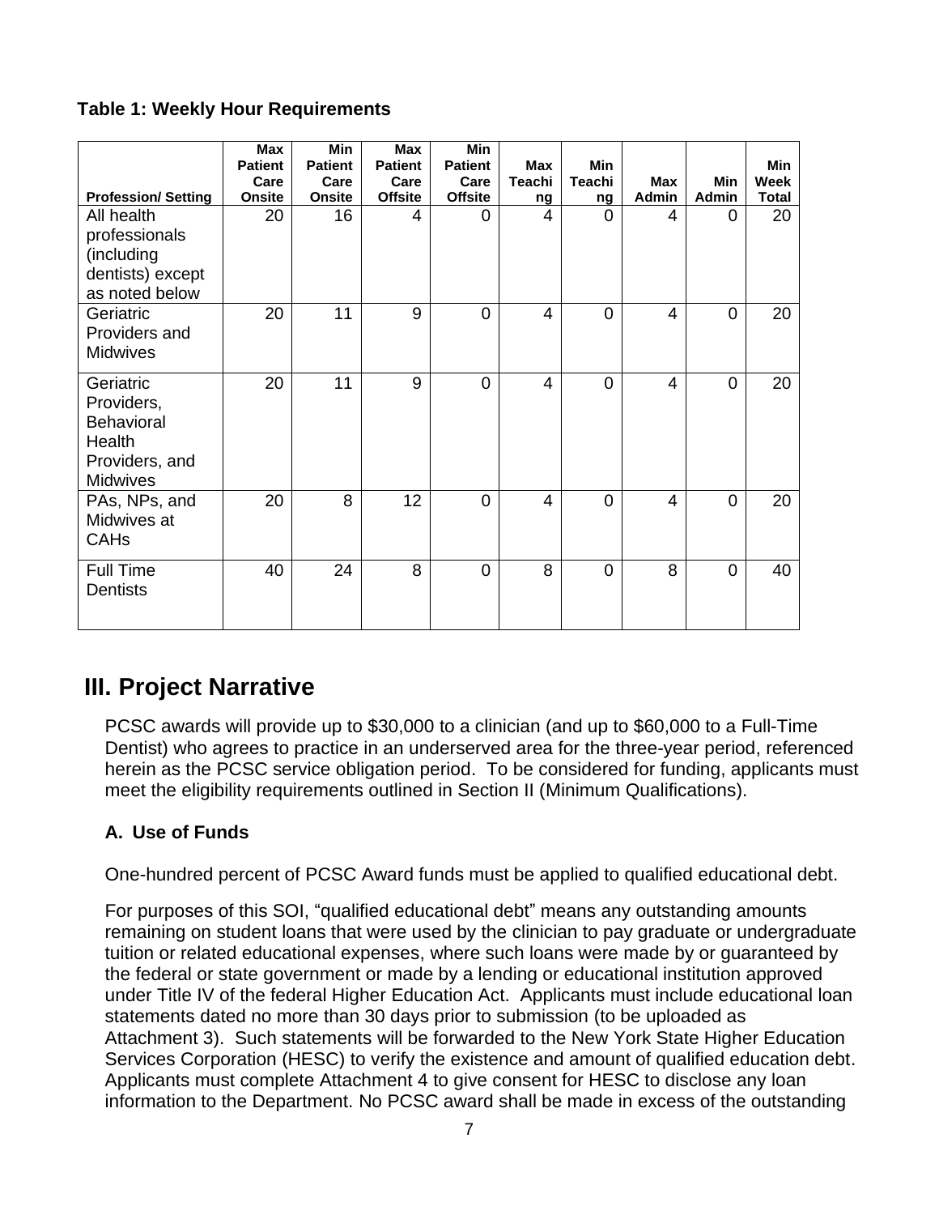**Table 1: Weekly Hour Requirements**

| Profession/ Setting | Max Patient Care Onsite | Min Patient Care Onsite | Max Patient Care Offsite | Min Patient Care Offsite | Max Teaching | Min Teaching | Max Admin | Min Admin | Min Week Total |
|---|---|---|---|---|---|---|---|---|---|
| All health professionals (including dentists) except as noted below | 20 | 16 | 4 | 0 | 4 | 0 | 4 | 0 | 20 |
| Geriatric Providers and Midwives | 20 | 11 | 9 | 0 | 4 | 0 | 4 | 0 | 20 |
| Geriatric Providers, Behavioral Health Providers, and Midwives | 20 | 11 | 9 | 0 | 4 | 0 | 4 | 0 | 20 |
| PAs, NPs, and Midwives at CAHs | 20 | 8 | 12 | 0 | 4 | 0 | 4 | 0 | 20 |
| Full Time Dentists | 40 | 24 | 8 | 0 | 8 | 0 | 8 | 0 | 40 |

## III. Project Narrative

PCSC awards will provide up to $30,000 to a clinician (and up to $60,000 to a Full-Time Dentist) who agrees to practice in an underserved area for the three-year period, referenced herein as the PCSC service obligation period. To be considered for funding, applicants must meet the eligibility requirements outlined in Section II (Minimum Qualifications).

### A. Use of Funds

One-hundred percent of PCSC Award funds must be applied to qualified educational debt.

For purposes of this SOI, "qualified educational debt" means any outstanding amounts remaining on student loans that were used by the clinician to pay graduate or undergraduate tuition or related educational expenses, where such loans were made by or guaranteed by the federal or state government or made by a lending or educational institution approved under Title IV of the federal Higher Education Act. Applicants must include educational loan statements dated no more than 30 days prior to submission (to be uploaded as Attachment 3). Such statements will be forwarded to the New York State Higher Education Services Corporation (HESC) to verify the existence and amount of qualified education debt. Applicants must complete Attachment 4 to give consent for HESC to disclose any loan information to the Department. No PCSC award shall be made in excess of the outstanding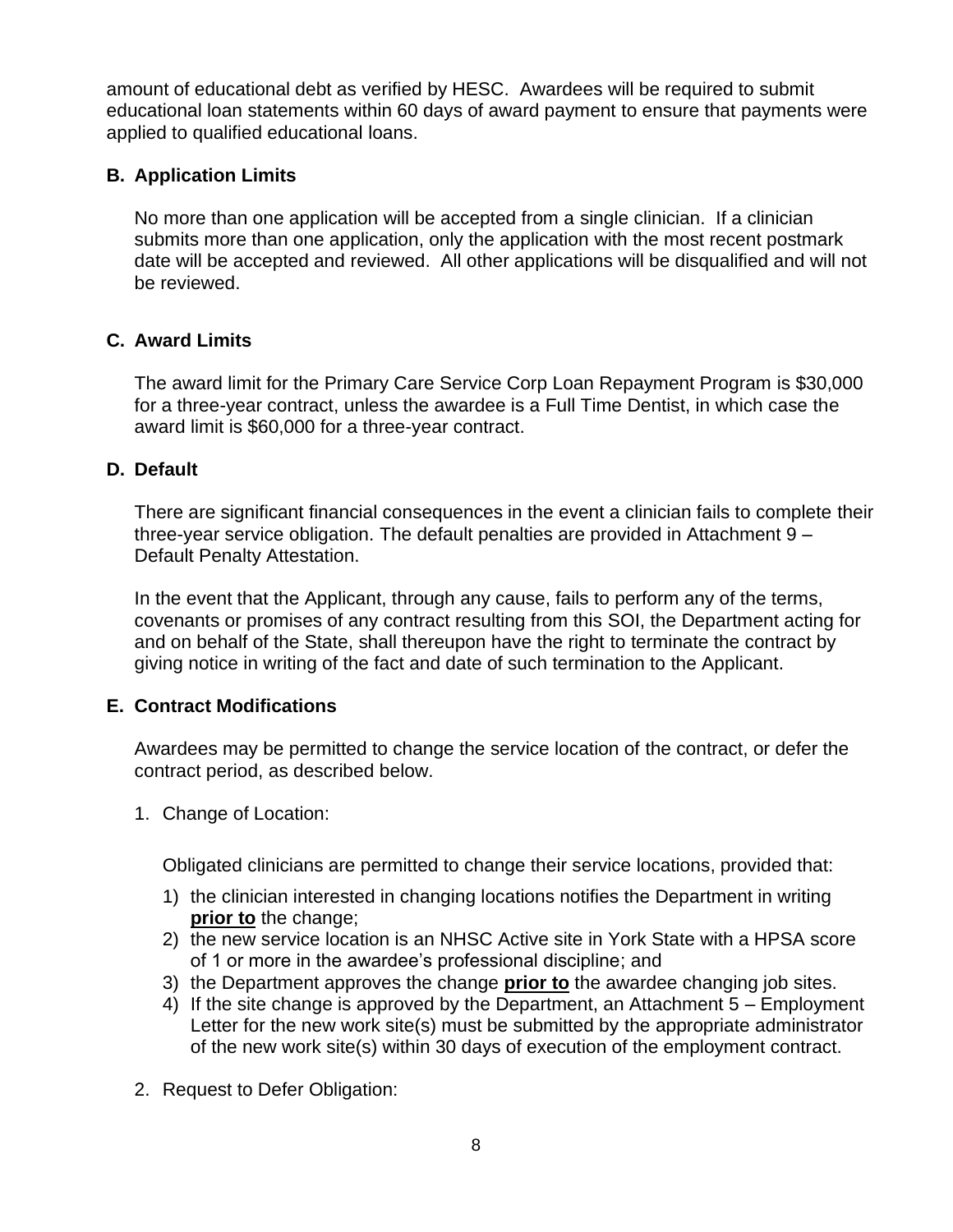amount of educational debt as verified by HESC. Awardees will be required to submit educational loan statements within 60 days of award payment to ensure that payments were applied to qualified educational loans.

### B. Application Limits

No more than one application will be accepted from a single clinician. If a clinician submits more than one application, only the application with the most recent postmark date will be accepted and reviewed. All other applications will be disqualified and will not be reviewed.

### C. Award Limits

The award limit for the Primary Care Service Corp Loan Repayment Program is $30,000 for a three-year contract, unless the awardee is a Full Time Dentist, in which case the award limit is $60,000 for a three-year contract.

### D. Default

There are significant financial consequences in the event a clinician fails to complete their three-year service obligation. The default penalties are provided in Attachment 9 – Default Penalty Attestation.

In the event that the Applicant, through any cause, fails to perform any of the terms, covenants or promises of any contract resulting from this SOI, the Department acting for and on behalf of the State, shall thereupon have the right to terminate the contract by giving notice in writing of the fact and date of such termination to the Applicant.

### E. Contract Modifications

Awardees may be permitted to change the service location of the contract, or defer the contract period, as described below.

1. Change of Location:

   Obligated clinicians are permitted to change their service locations, provided that:

   1) the clinician interested in changing locations notifies the Department in writing **prior to** the change;
   2) the new service location is an NHSC Active site in York State with a HPSA score of 1 or more in the awardee's professional discipline; and
   3) the Department approves the change **prior to** the awardee changing job sites.
   4) If the site change is approved by the Department, an Attachment 5 – Employment Letter for the new work site(s) must be submitted by the appropriate administrator of the new work site(s) within 30 days of execution of the employment contract.

2. Request to Defer Obligation: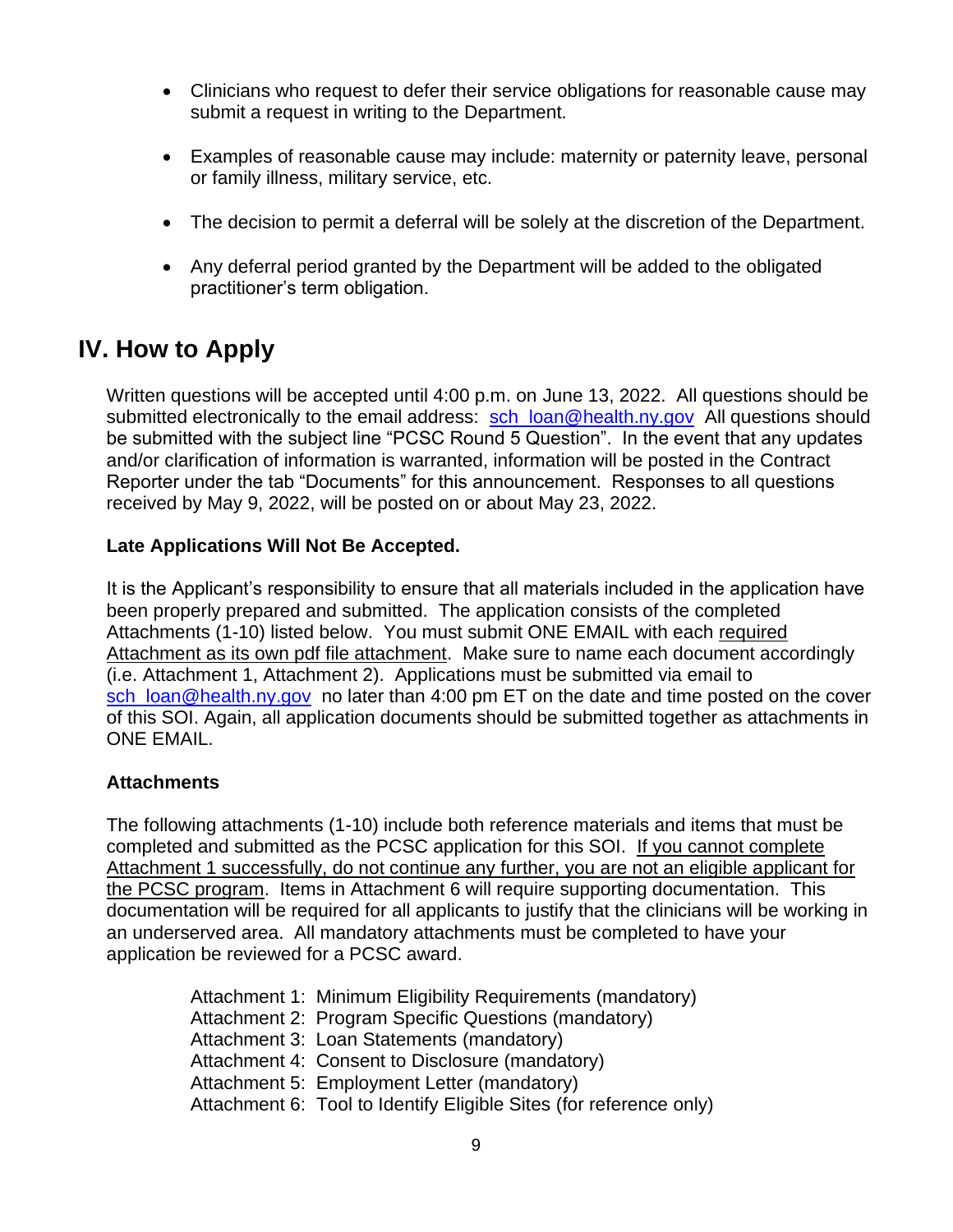- Clinicians who request to defer their service obligations for reasonable cause may submit a request in writing to the Department.
- Examples of reasonable cause may include: maternity or paternity leave, personal or family illness, military service, etc.
- The decision to permit a deferral will be solely at the discretion of the Department.
- Any deferral period granted by the Department will be added to the obligated practitioner's term obligation.

# IV. How to Apply

Written questions will be accepted until 4:00 p.m. on June 13, 2022. All questions should be submitted electronically to the email address: sch_loan@health.ny.gov All questions should be submitted with the subject line "PCSC Round 5 Question". In the event that any updates and/or clarification of information is warranted, information will be posted in the Contract Reporter under the tab "Documents" for this announcement. Responses to all questions received by May 9, 2022, will be posted on or about May 23, 2022.

**Late Applications Will Not Be Accepted.**

It is the Applicant's responsibility to ensure that all materials included in the application have been properly prepared and submitted. The application consists of the completed Attachments (1-10) listed below. You must submit ONE EMAIL with each required Attachment as its own pdf file attachment. Make sure to name each document accordingly (i.e. Attachment 1, Attachment 2). Applications must be submitted via email to sch_loan@health.ny.gov no later than 4:00 pm ET on the date and time posted on the cover of this SOI. Again, all application documents should be submitted together as attachments in ONE EMAIL.

**Attachments**

The following attachments (1-10) include both reference materials and items that must be completed and submitted as the PCSC application for this SOI. If you cannot complete Attachment 1 successfully, do not continue any further, you are not an eligible applicant for the PCSC program. Items in Attachment 6 will require supporting documentation. This documentation will be required for all applicants to justify that the clinicians will be working in an underserved area. All mandatory attachments must be completed to have your application be reviewed for a PCSC award.

Attachment 1: Minimum Eligibility Requirements (mandatory)
Attachment 2: Program Specific Questions (mandatory)
Attachment 3: Loan Statements (mandatory)
Attachment 4: Consent to Disclosure (mandatory)
Attachment 5: Employment Letter (mandatory)
Attachment 6: Tool to Identify Eligible Sites (for reference only)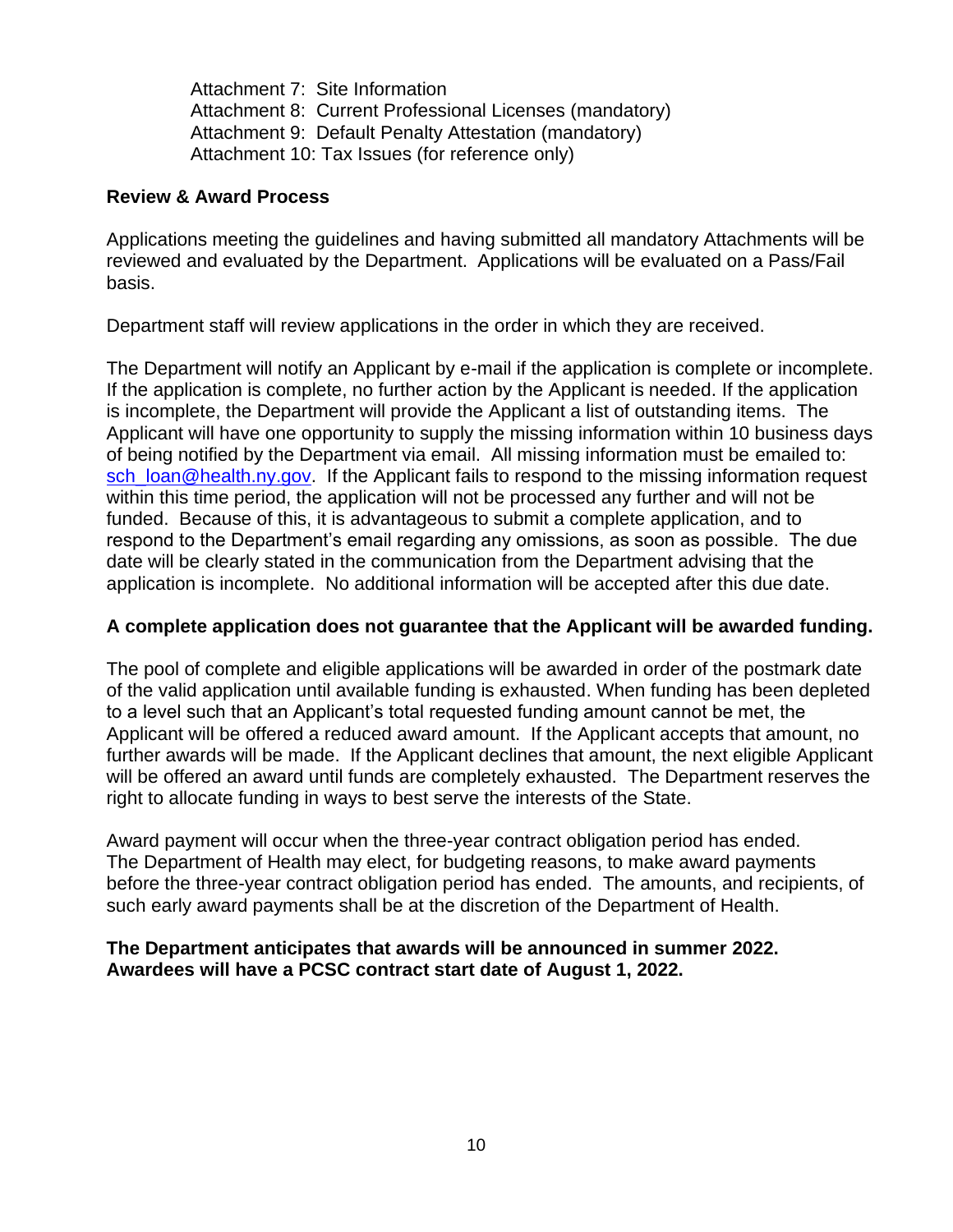Attachment 7: Site Information
Attachment 8: Current Professional Licenses (mandatory)
Attachment 9: Default Penalty Attestation (mandatory)
Attachment 10: Tax Issues (for reference only)

**Review & Award Process**

Applications meeting the guidelines and having submitted all mandatory Attachments will be reviewed and evaluated by the Department. Applications will be evaluated on a Pass/Fail basis.

Department staff will review applications in the order in which they are received.

The Department will notify an Applicant by e-mail if the application is complete or incomplete. If the application is complete, no further action by the Applicant is needed. If the application is incomplete, the Department will provide the Applicant a list of outstanding items. The Applicant will have one opportunity to supply the missing information within 10 business days of being notified by the Department via email. All missing information must be emailed to: sch_loan@health.ny.gov. If the Applicant fails to respond to the missing information request within this time period, the application will not be processed any further and will not be funded. Because of this, it is advantageous to submit a complete application, and to respond to the Department's email regarding any omissions, as soon as possible. The due date will be clearly stated in the communication from the Department advising that the application is incomplete. No additional information will be accepted after this due date.

**A complete application does not guarantee that the Applicant will be awarded funding.**

The pool of complete and eligible applications will be awarded in order of the postmark date of the valid application until available funding is exhausted. When funding has been depleted to a level such that an Applicant's total requested funding amount cannot be met, the Applicant will be offered a reduced award amount. If the Applicant accepts that amount, no further awards will be made. If the Applicant declines that amount, the next eligible Applicant will be offered an award until funds are completely exhausted. The Department reserves the right to allocate funding in ways to best serve the interests of the State.

Award payment will occur when the three-year contract obligation period has ended. The Department of Health may elect, for budgeting reasons, to make award payments before the three-year contract obligation period has ended. The amounts, and recipients, of such early award payments shall be at the discretion of the Department of Health.

**The Department anticipates that awards will be announced in summer 2022. Awardees will have a PCSC contract start date of August 1, 2022.**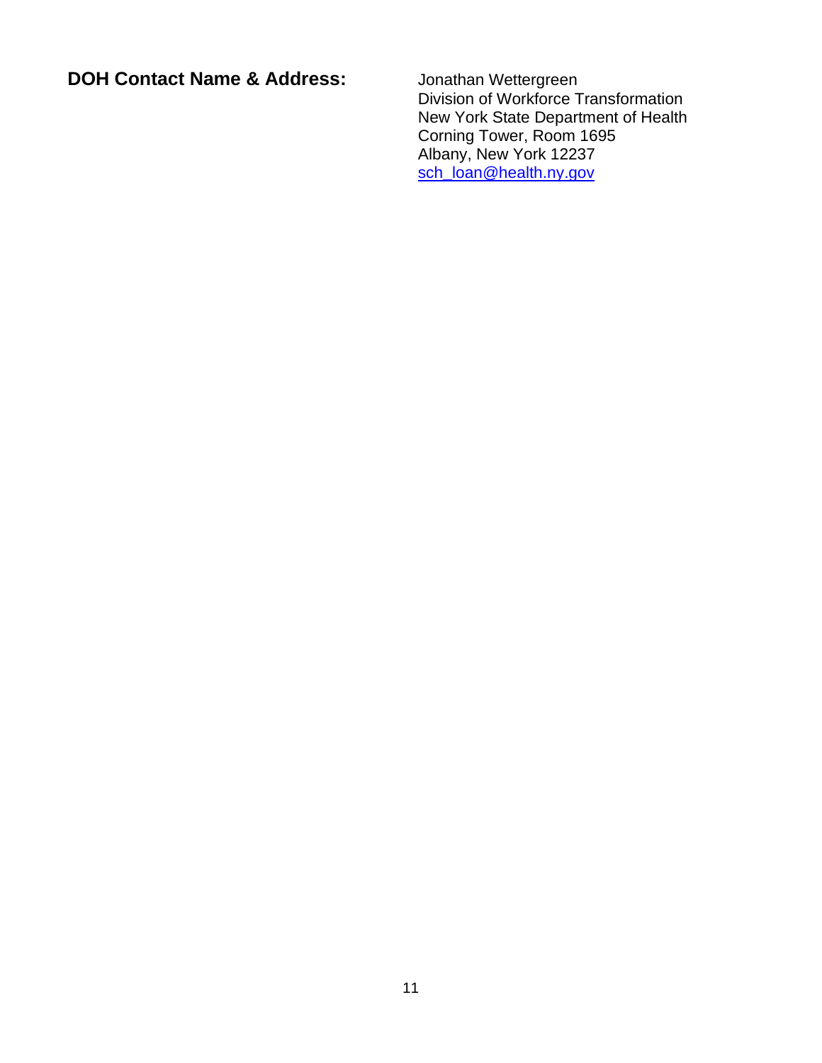**DOH Contact Name & Address:**

Jonathan Wettergreen
Division of Workforce Transformation
New York State Department of Health
Corning Tower, Room 1695
Albany, New York 12237
sch_loan@health.ny.gov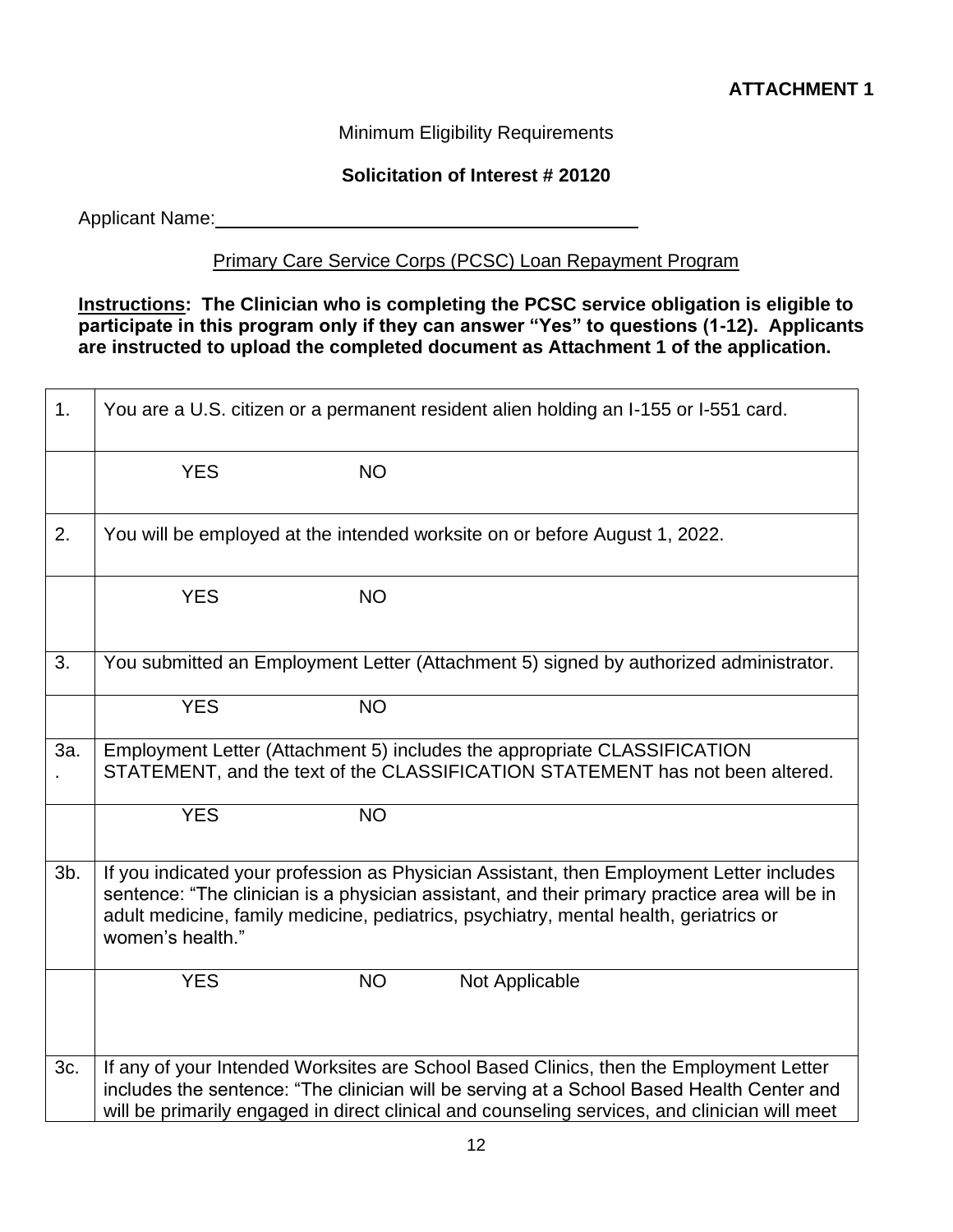**ATTACHMENT 1**

Minimum Eligibility Requirements

**Solicitation of Interest # 20120**

Applicant Name:\_\_\_\_\_\_\_\_\_\_\_\_\_\_\_\_\_\_\_\_\_\_\_\_\_\_\_\_\_\_\_\_\_\_\_\_

Primary Care Service Corps (PCSC) Loan Repayment Program

**Instructions: The Clinician who is completing the PCSC service obligation is eligible to participate in this program only if they can answer "Yes" to questions (1-12). Applicants are instructed to upload the completed document as Attachment 1 of the application.**

| | |
|---|---|
| 1. | You are a U.S. citizen or a permanent resident alien holding an I-155 or I-551 card. |
| | YES NO |
| 2. | You will be employed at the intended worksite on or before August 1, 2022. |
| | YES NO |
| 3. | You submitted an Employment Letter (Attachment 5) signed by authorized administrator. |
| | YES NO |
| 3a. . | Employment Letter (Attachment 5) includes the appropriate CLASSIFICATION STATEMENT, and the text of the CLASSIFICATION STATEMENT has not been altered. |
| | YES NO |
| 3b. | If you indicated your profession as Physician Assistant, then Employment Letter includes sentence: "The clinician is a physician assistant, and their primary practice area will be in adult medicine, family medicine, pediatrics, psychiatry, mental health, geriatrics or women's health." |
| | YES NO Not Applicable |
| 3c. | If any of your Intended Worksites are School Based Clinics, then the Employment Letter includes the sentence: "The clinician will be serving at a School Based Health Center and will be primarily engaged in direct clinical and counseling services, and clinician will meet |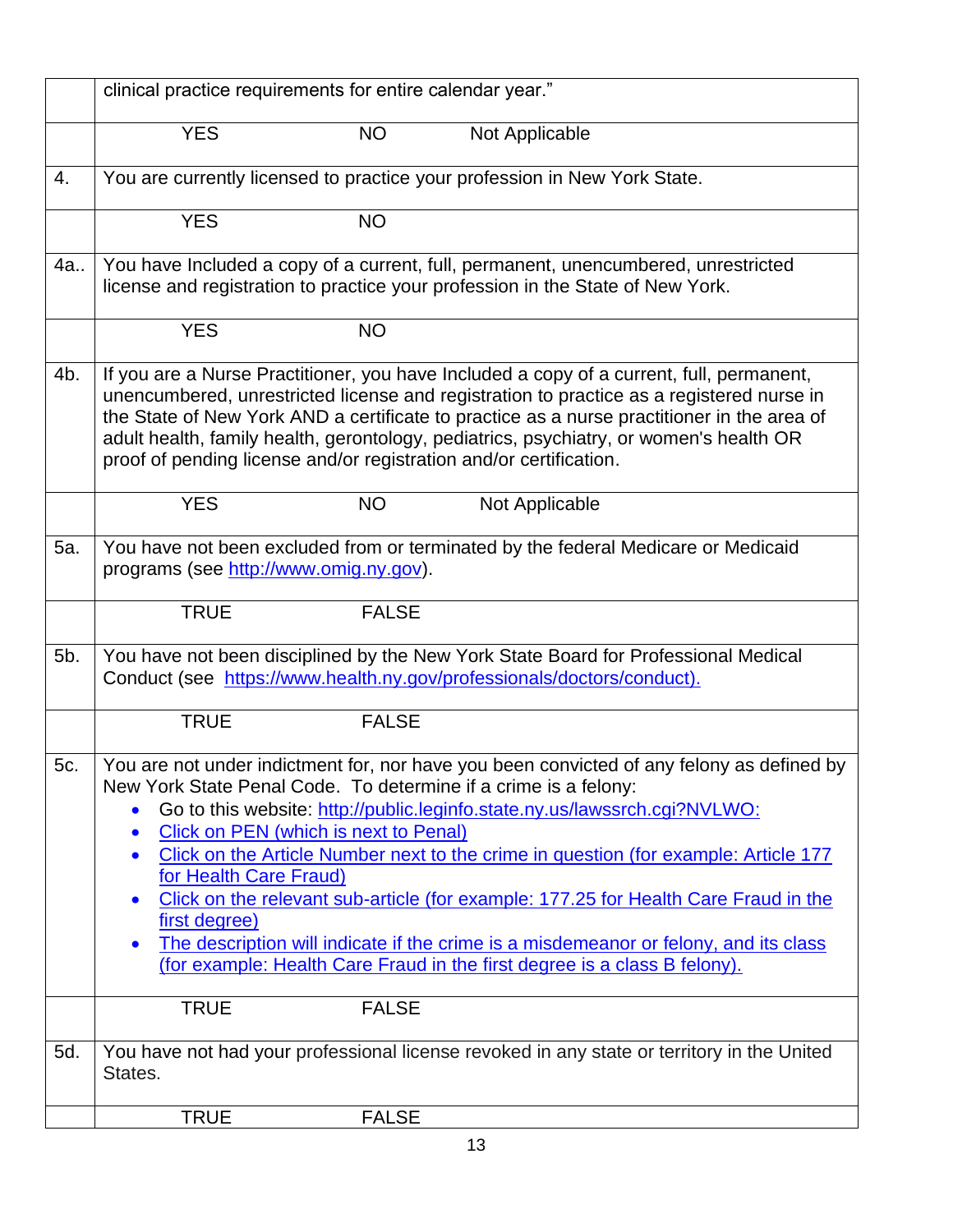| | |
|---|---|
| | clinical practice requirements for entire calendar year." |
| | YES NO Not Applicable |
| 4. | You are currently licensed to practice your profession in New York State. |
| | YES NO |
| 4a.. | You have Included a copy of a current, full, permanent, unencumbered, unrestricted license and registration to practice your profession in the State of New York. |
| | YES NO |
| 4b. | If you are a Nurse Practitioner, you have Included a copy of a current, full, permanent, unencumbered, unrestricted license and registration to practice as a registered nurse in the State of New York AND a certificate to practice as a nurse practitioner in the area of adult health, family health, gerontology, pediatrics, psychiatry, or women's health OR proof of pending license and/or registration and/or certification. |
| | YES NO Not Applicable |
| 5a. | You have not been excluded from or terminated by the federal Medicare or Medicaid programs (see http://www.omig.ny.gov). |
| | TRUE FALSE |
| 5b. | You have not been disciplined by the New York State Board for Professional Medical Conduct (see https://www.health.ny.gov/professionals/doctors/conduct). |
| | TRUE FALSE |
| 5c. | You are not under indictment for, nor have you been convicted of any felony as defined by New York State Penal Code. To determine if a crime is a felony:<br>• Go to this website: http://public.leginfo.state.ny.us/lawssrch.cgi?NVLWO:<br>• Click on PEN (which is next to Penal)<br>• Click on the Article Number next to the crime in question (for example: Article 177 for Health Care Fraud)<br>• Click on the relevant sub-article (for example: 177.25 for Health Care Fraud in the first degree)<br>• The description will indicate if the crime is a misdemeanor or felony, and its class (for example: Health Care Fraud in the first degree is a class B felony). |
| | TRUE FALSE |
| 5d. | You have not had your professional license revoked in any state or territory in the United States. |
| | TRUE FALSE |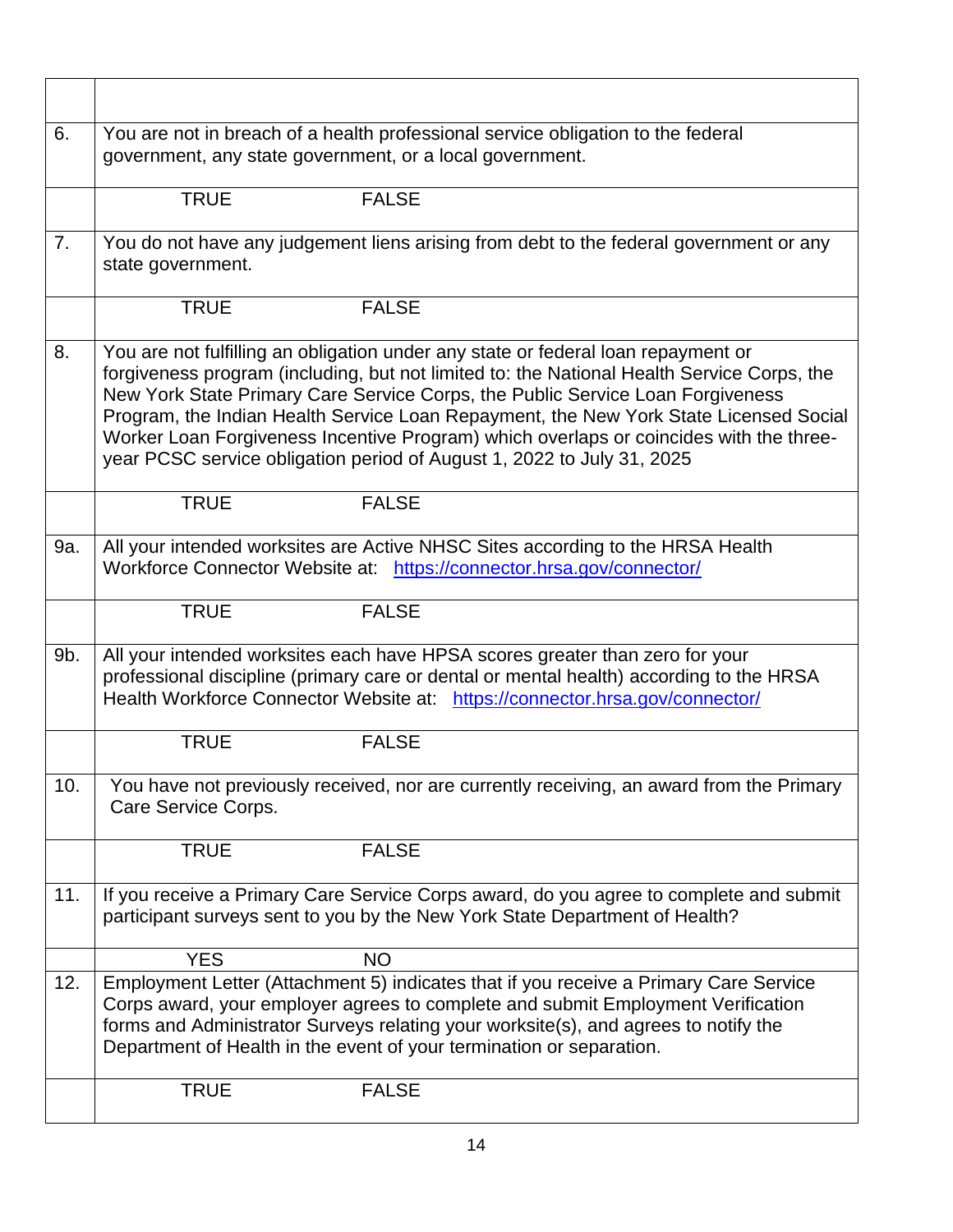| | |
|---|---|
| | |
| 6. | You are not in breach of a health professional service obligation to the federal government, any state government, or a local government. |
| | TRUE FALSE |
| 7. | You do not have any judgement liens arising from debt to the federal government or any state government. |
| | TRUE FALSE |
| 8. | You are not fulfilling an obligation under any state or federal loan repayment or forgiveness program (including, but not limited to: the National Health Service Corps, the New York State Primary Care Service Corps, the Public Service Loan Forgiveness Program, the Indian Health Service Loan Repayment, the New York State Licensed Social Worker Loan Forgiveness Incentive Program) which overlaps or coincides with the three-year PCSC service obligation period of August 1, 2022 to July 31, 2025 |
| | TRUE FALSE |
| 9a. | All your intended worksites are Active NHSC Sites according to the HRSA Health Workforce Connector Website at: https://connector.hrsa.gov/connector/ |
| | TRUE FALSE |
| 9b. | All your intended worksites each have HPSA scores greater than zero for your professional discipline (primary care or dental or mental health) according to the HRSA Health Workforce Connector Website at: https://connector.hrsa.gov/connector/ |
| | TRUE FALSE |
| 10. | You have not previously received, nor are currently receiving, an award from the Primary Care Service Corps. |
| | TRUE FALSE |
| 11. | If you receive a Primary Care Service Corps award, do you agree to complete and submit participant surveys sent to you by the New York State Department of Health? |
| | YES NO |
| 12. | Employment Letter (Attachment 5) indicates that if you receive a Primary Care Service Corps award, your employer agrees to complete and submit Employment Verification forms and Administrator Surveys relating your worksite(s), and agrees to notify the Department of Health in the event of your termination or separation. |
| | TRUE FALSE |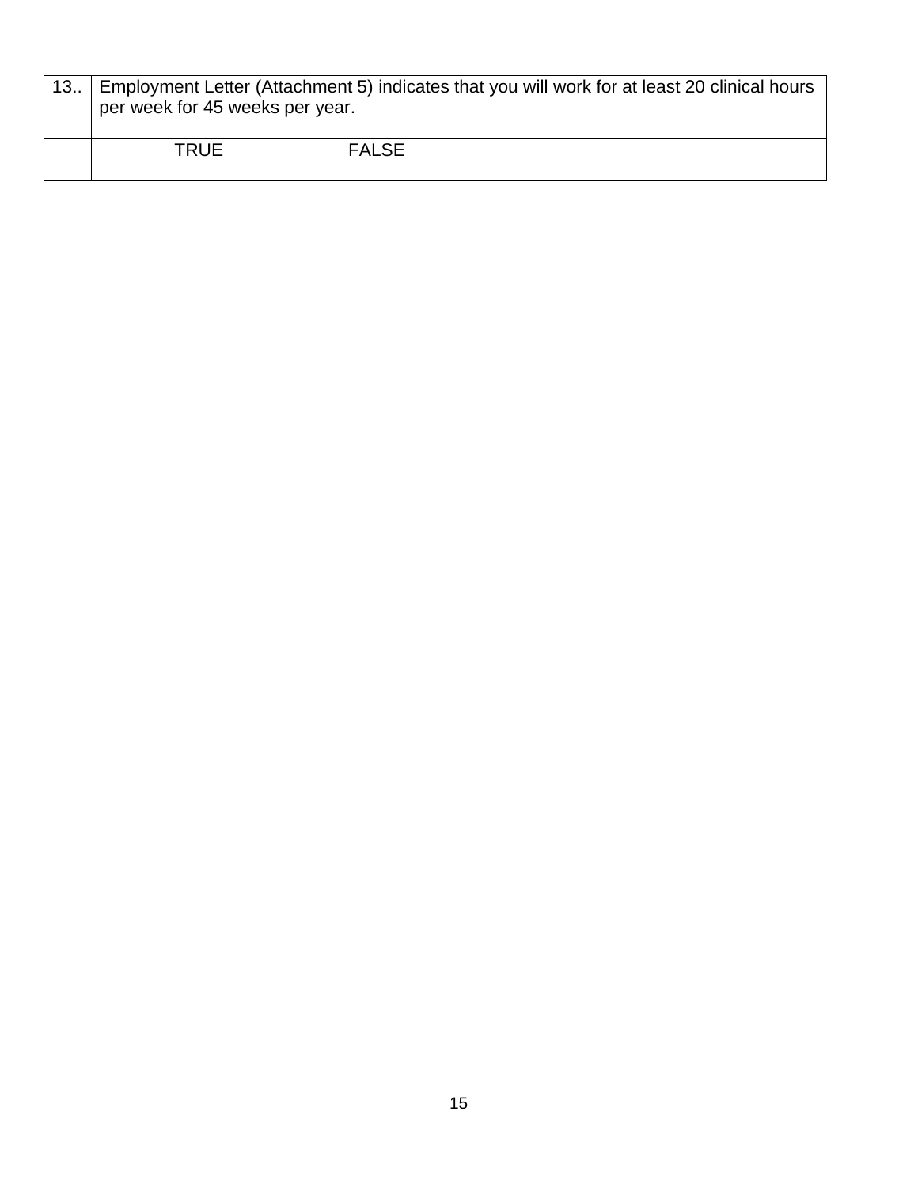| 13.. | Employment Letter (Attachment 5) indicates that you will work for at least 20 clinical hours per week for 45 weeks per year. |
| --- | --- |
| | TRUE FALSE |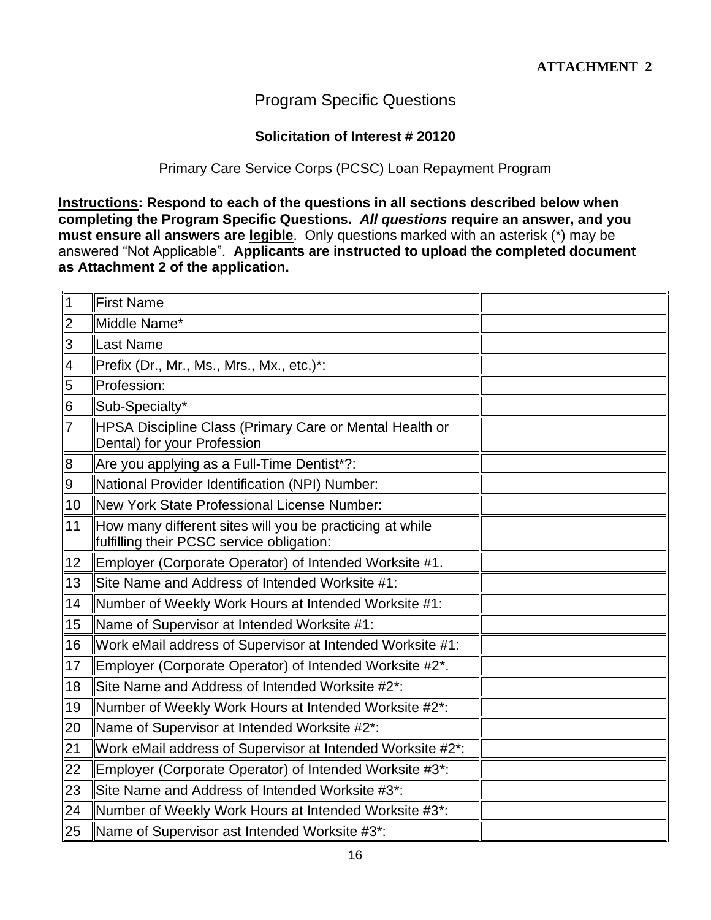**ATTACHMENT 2**

# Program Specific Questions

## Solicitation of Interest # 20120

Primary Care Service Corps (PCSC) Loan Repayment Program

**Instructions: Respond to each of the questions in all sections described below when completing the Program Specific Questions.** ***All questions*** **require an answer, and you must ensure all answers are legible.** Only questions marked with an asterisk (*) may be answered "Not Applicable". **Applicants are instructed to upload the completed document as Attachment 2 of the application.**

| | | |
|---|---|---|
| 1 | First Name | |
| 2 | Middle Name* | |
| 3 | Last Name | |
| 4 | Prefix (Dr., Mr., Ms., Mrs., Mx., etc.)*: | |
| 5 | Profession: | |
| 6 | Sub-Specialty* | |
| 7 | HPSA Discipline Class (Primary Care or Mental Health or Dental) for your Profession | |
| 8 | Are you applying as a Full-Time Dentist*?: | |
| 9 | National Provider Identification (NPI) Number: | |
| 10 | New York State Professional License Number: | |
| 11 | How many different sites will you be practicing at while fulfilling their PCSC service obligation: | |
| 12 | Employer (Corporate Operator) of Intended Worksite #1. | |
| 13 | Site Name and Address of Intended Worksite #1: | |
| 14 | Number of Weekly Work Hours at Intended Worksite #1: | |
| 15 | Name of Supervisor at Intended Worksite #1: | |
| 16 | Work eMail address of Supervisor at Intended Worksite #1: | |
| 17 | Employer (Corporate Operator) of Intended Worksite #2*. | |
| 18 | Site Name and Address of Intended Worksite #2*: | |
| 19 | Number of Weekly Work Hours at Intended Worksite #2*: | |
| 20 | Name of Supervisor at Intended Worksite #2*: | |
| 21 | Work eMail address of Supervisor at Intended Worksite #2*: | |
| 22 | Employer (Corporate Operator) of Intended Worksite #3*: | |
| 23 | Site Name and Address of Intended Worksite #3*: | |
| 24 | Number of Weekly Work Hours at Intended Worksite #3*: | |
| 25 | Name of Supervisor ast Intended Worksite #3*: | |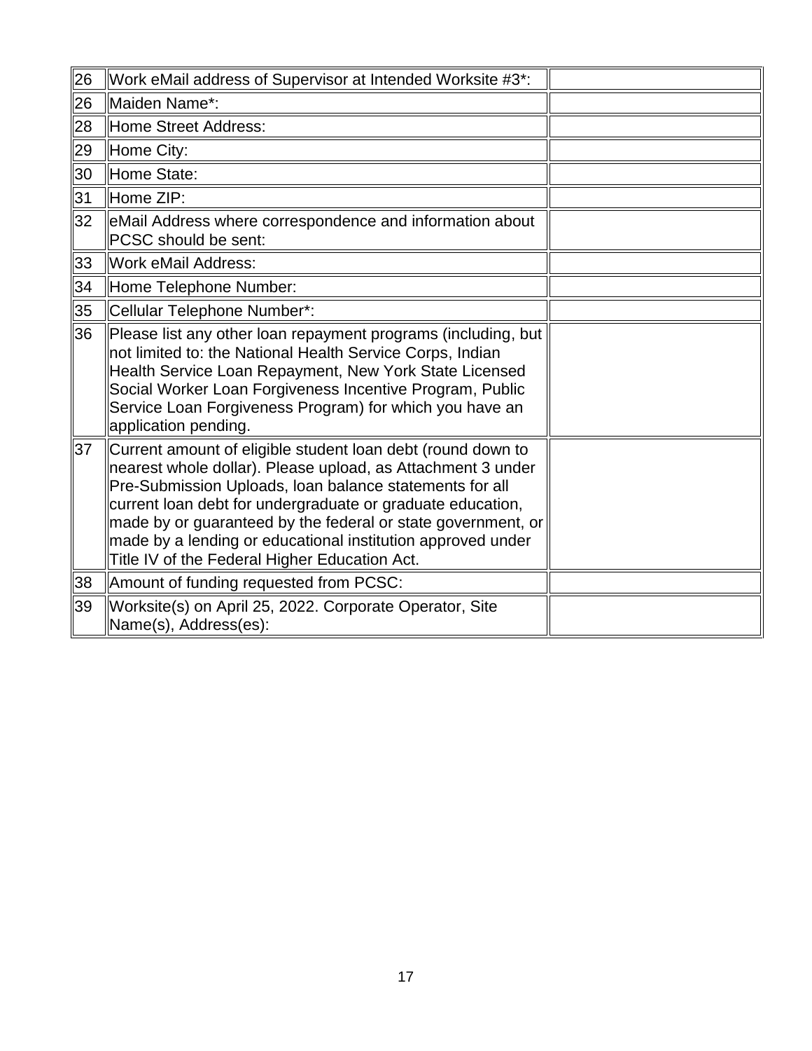| | | |
|---|---|---|
| 26 | Work eMail address of Supervisor at Intended Worksite #3*: | |
| 26 | Maiden Name*: | |
| 28 | Home Street Address: | |
| 29 | Home City: | |
| 30 | Home State: | |
| 31 | Home ZIP: | |
| 32 | eMail Address where correspondence and information about PCSC should be sent: | |
| 33 | Work eMail Address: | |
| 34 | Home Telephone Number: | |
| 35 | Cellular Telephone Number*: | |
| 36 | Please list any other loan repayment programs (including, but not limited to: the National Health Service Corps, Indian Health Service Loan Repayment, New York State Licensed Social Worker Loan Forgiveness Incentive Program, Public Service Loan Forgiveness Program) for which you have an application pending. | |
| 37 | Current amount of eligible student loan debt (round down to nearest whole dollar). Please upload, as Attachment 3 under Pre-Submission Uploads, loan balance statements for all current loan debt for undergraduate or graduate education, made by or guaranteed by the federal or state government, or made by a lending or educational institution approved under Title IV of the Federal Higher Education Act. | |
| 38 | Amount of funding requested from PCSC: | |
| 39 | Worksite(s) on April 25, 2022. Corporate Operator, Site Name(s), Address(es): | |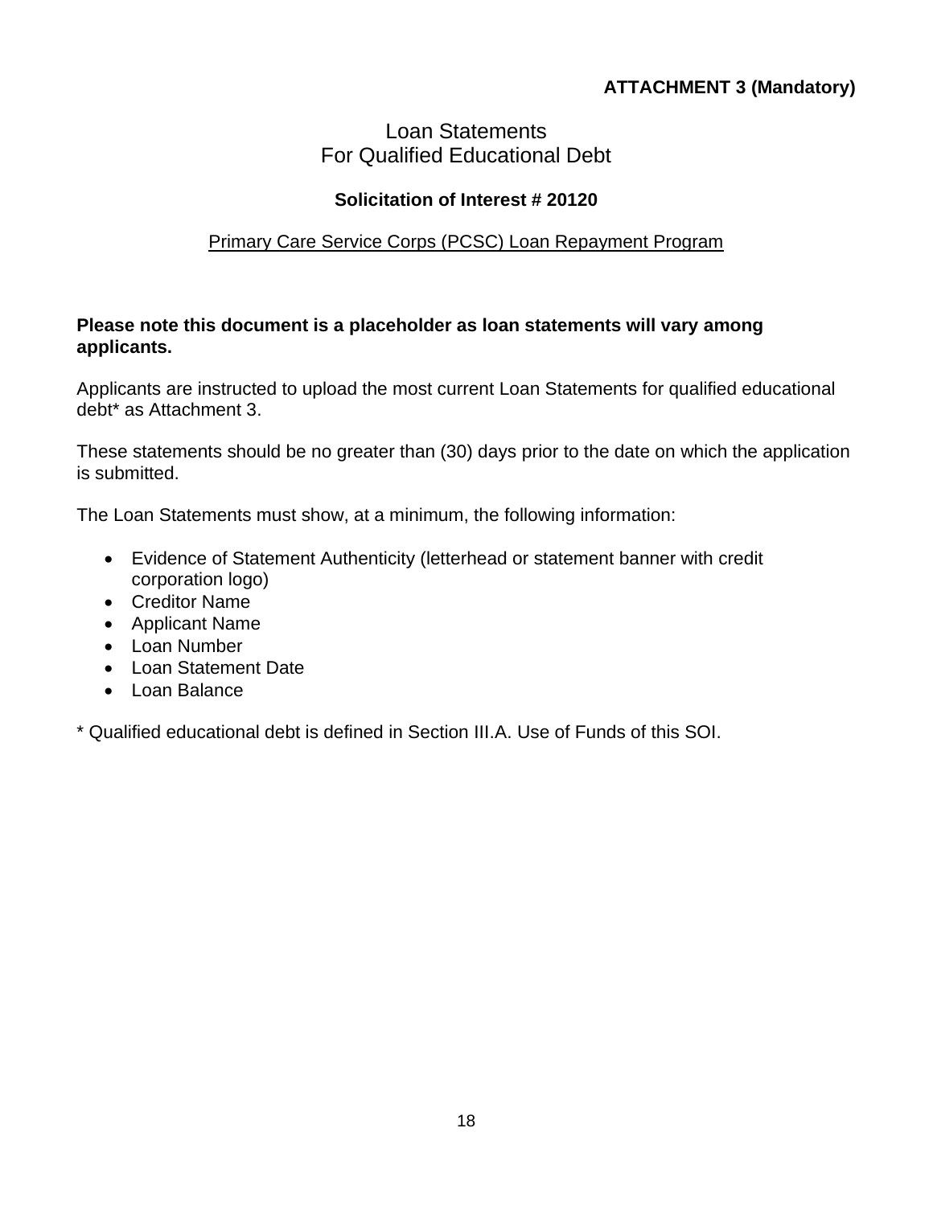**ATTACHMENT 3 (Mandatory)**

# Loan Statements
# For Qualified Educational Debt

### Solicitation of Interest # 20120

Primary Care Service Corps (PCSC) Loan Repayment Program

**Please note this document is a placeholder as loan statements will vary among applicants.**

Applicants are instructed to upload the most current Loan Statements for qualified educational debt* as Attachment 3.

These statements should be no greater than (30) days prior to the date on which the application is submitted.

The Loan Statements must show, at a minimum, the following information:

- Evidence of Statement Authenticity (letterhead or statement banner with credit corporation logo)
- Creditor Name
- Applicant Name
- Loan Number
- Loan Statement Date
- Loan Balance

* Qualified educational debt is defined in Section III.A. Use of Funds of this SOI.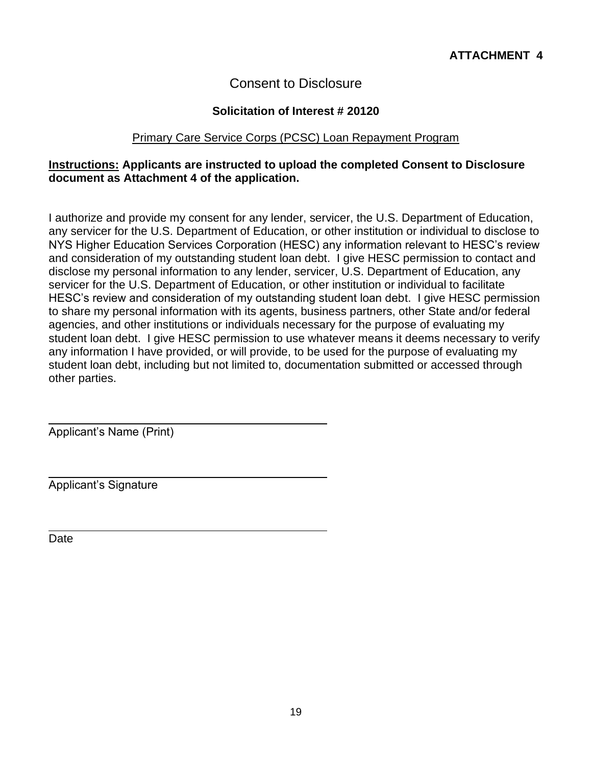**ATTACHMENT 4**

# Consent to Disclosure

**Solicitation of Interest # 20120**

Primary Care Service Corps (PCSC) Loan Repayment Program

**Instructions: Applicants are instructed to upload the completed Consent to Disclosure document as Attachment 4 of the application.**

I authorize and provide my consent for any lender, servicer, the U.S. Department of Education, any servicer for the U.S. Department of Education, or other institution or individual to disclose to NYS Higher Education Services Corporation (HESC) any information relevant to HESC's review and consideration of my outstanding student loan debt. I give HESC permission to contact and disclose my personal information to any lender, servicer, U.S. Department of Education, any servicer for the U.S. Department of Education, or other institution or individual to facilitate HESC's review and consideration of my outstanding student loan debt. I give HESC permission to share my personal information with its agents, business partners, other State and/or federal agencies, and other institutions or individuals necessary for the purpose of evaluating my student loan debt. I give HESC permission to use whatever means it deems necessary to verify any information I have provided, or will provide, to be used for the purpose of evaluating my student loan debt, including but not limited to, documentation submitted or accessed through other parties.

______________________________________
Applicant's Name (Print)

______________________________________
Applicant's Signature

______________________________________
Date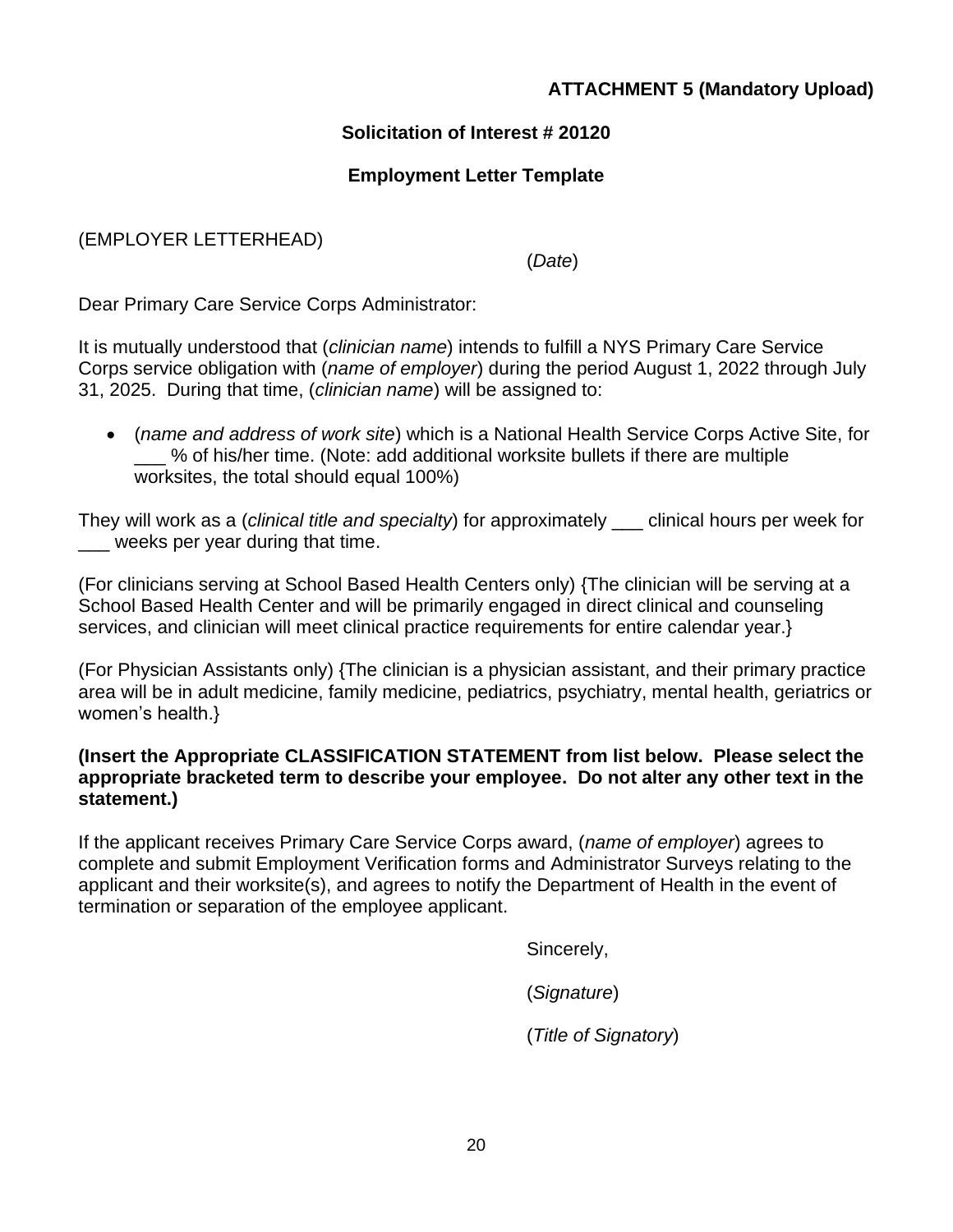**ATTACHMENT 5 (Mandatory Upload)**

**Solicitation of Interest # 20120**

**Employment Letter Template**

(EMPLOYER LETTERHEAD)

(*Date*)

Dear Primary Care Service Corps Administrator:

It is mutually understood that (*clinician name*) intends to fulfill a NYS Primary Care Service Corps service obligation with (*name of employer*) during the period August 1, 2022 through July 31, 2025. During that time, (*clinician name*) will be assigned to:

- (*name and address of work site*) which is a National Health Service Corps Active Site, for ___ % of his/her time. (Note: add additional worksite bullets if there are multiple worksites, the total should equal 100%)

They will work as a (*clinical title and specialty*) for approximately ___ clinical hours per week for ___ weeks per year during that time.

(For clinicians serving at School Based Health Centers only) {The clinician will be serving at a School Based Health Center and will be primarily engaged in direct clinical and counseling services, and clinician will meet clinical practice requirements for entire calendar year.}

(For Physician Assistants only) {The clinician is a physician assistant, and their primary practice area will be in adult medicine, family medicine, pediatrics, psychiatry, mental health, geriatrics or women's health.}

**(Insert the Appropriate CLASSIFICATION STATEMENT from list below. Please select the appropriate bracketed term to describe your employee. Do not alter any other text in the statement.)**

If the applicant receives Primary Care Service Corps award, (*name of employer*) agrees to complete and submit Employment Verification forms and Administrator Surveys relating to the applicant and their worksite(s), and agrees to notify the Department of Health in the event of termination or separation of the employee applicant.

Sincerely,

(*Signature*)

(*Title of Signatory*)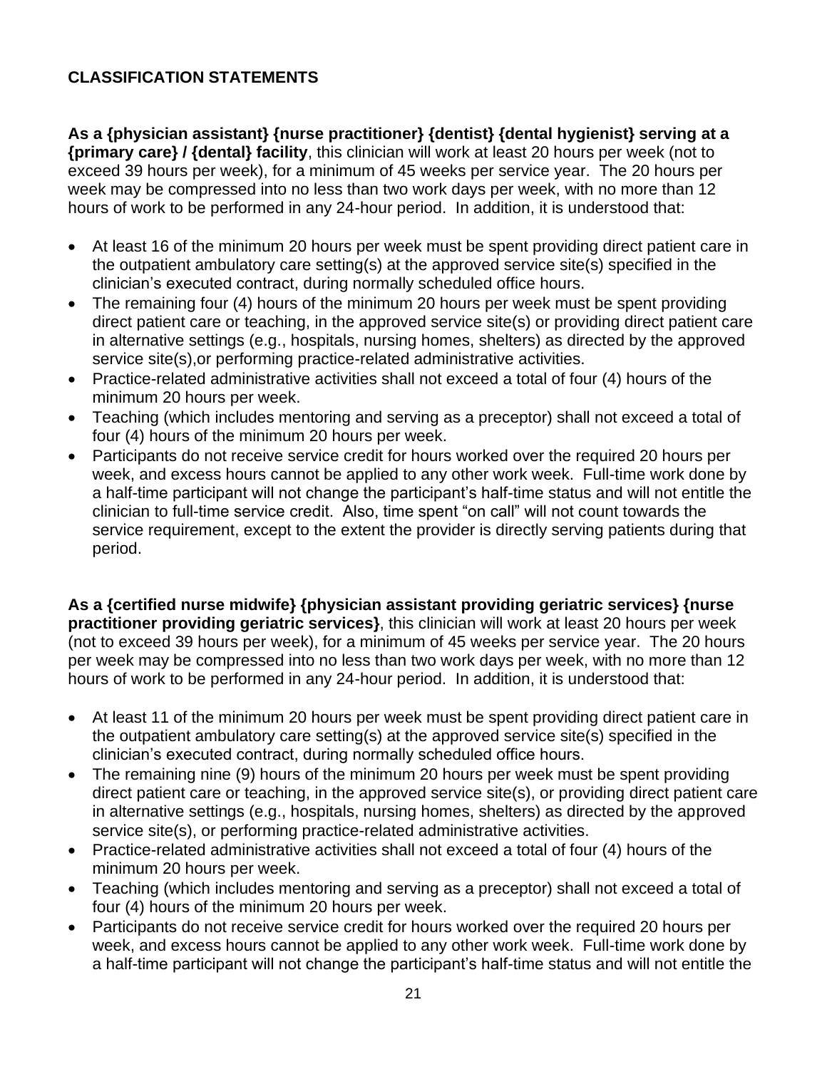## CLASSIFICATION STATEMENTS

**As a {physician assistant} {nurse practitioner} {dentist} {dental hygienist} serving at a {primary care} / {dental} facility**, this clinician will work at least 20 hours per week (not to exceed 39 hours per week), for a minimum of 45 weeks per service year. The 20 hours per week may be compressed into no less than two work days per week, with no more than 12 hours of work to be performed in any 24-hour period. In addition, it is understood that:

- At least 16 of the minimum 20 hours per week must be spent providing direct patient care in the outpatient ambulatory care setting(s) at the approved service site(s) specified in the clinician's executed contract, during normally scheduled office hours.
- The remaining four (4) hours of the minimum 20 hours per week must be spent providing direct patient care or teaching, in the approved service site(s) or providing direct patient care in alternative settings (e.g., hospitals, nursing homes, shelters) as directed by the approved service site(s),or performing practice-related administrative activities.
- Practice-related administrative activities shall not exceed a total of four (4) hours of the minimum 20 hours per week.
- Teaching (which includes mentoring and serving as a preceptor) shall not exceed a total of four (4) hours of the minimum 20 hours per week.
- Participants do not receive service credit for hours worked over the required 20 hours per week, and excess hours cannot be applied to any other work week. Full-time work done by a half-time participant will not change the participant's half-time status and will not entitle the clinician to full-time service credit. Also, time spent "on call" will not count towards the service requirement, except to the extent the provider is directly serving patients during that period.

**As a {certified nurse midwife} {physician assistant providing geriatric services} {nurse practitioner providing geriatric services}**, this clinician will work at least 20 hours per week (not to exceed 39 hours per week), for a minimum of 45 weeks per service year. The 20 hours per week may be compressed into no less than two work days per week, with no more than 12 hours of work to be performed in any 24-hour period. In addition, it is understood that:

- At least 11 of the minimum 20 hours per week must be spent providing direct patient care in the outpatient ambulatory care setting(s) at the approved service site(s) specified in the clinician's executed contract, during normally scheduled office hours.
- The remaining nine (9) hours of the minimum 20 hours per week must be spent providing direct patient care or teaching, in the approved service site(s), or providing direct patient care in alternative settings (e.g., hospitals, nursing homes, shelters) as directed by the approved service site(s), or performing practice-related administrative activities.
- Practice-related administrative activities shall not exceed a total of four (4) hours of the minimum 20 hours per week.
- Teaching (which includes mentoring and serving as a preceptor) shall not exceed a total of four (4) hours of the minimum 20 hours per week.
- Participants do not receive service credit for hours worked over the required 20 hours per week, and excess hours cannot be applied to any other work week. Full-time work done by a half-time participant will not change the participant's half-time status and will not entitle the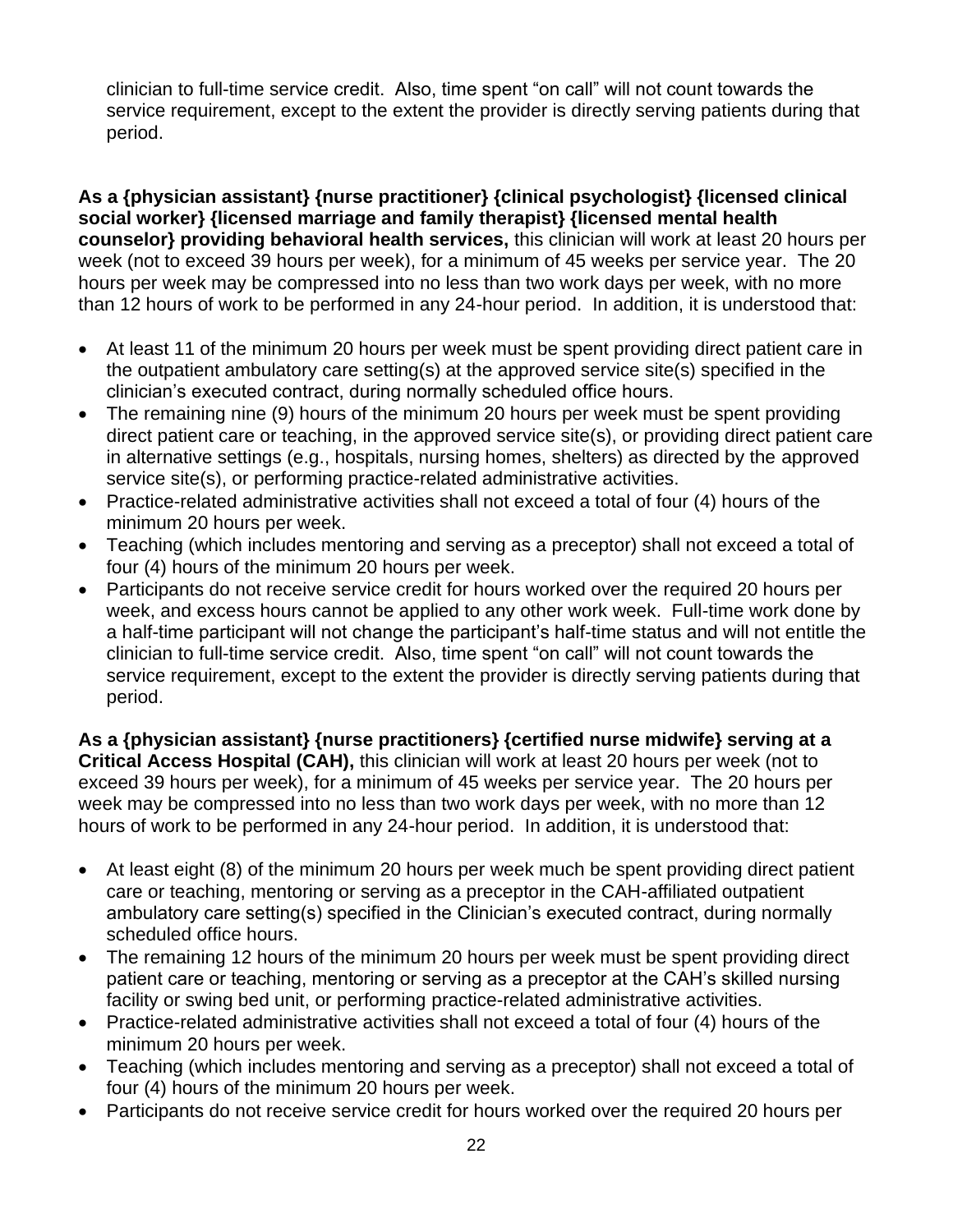clinician to full-time service credit. Also, time spent "on call" will not count towards the service requirement, except to the extent the provider is directly serving patients during that period.

**As a {physician assistant} {nurse practitioner} {clinical psychologist} {licensed clinical social worker} {licensed marriage and family therapist} {licensed mental health counselor} providing behavioral health services,** this clinician will work at least 20 hours per week (not to exceed 39 hours per week), for a minimum of 45 weeks per service year. The 20 hours per week may be compressed into no less than two work days per week, with no more than 12 hours of work to be performed in any 24-hour period. In addition, it is understood that:

- At least 11 of the minimum 20 hours per week must be spent providing direct patient care in the outpatient ambulatory care setting(s) at the approved service site(s) specified in the clinician's executed contract, during normally scheduled office hours.
- The remaining nine (9) hours of the minimum 20 hours per week must be spent providing direct patient care or teaching, in the approved service site(s), or providing direct patient care in alternative settings (e.g., hospitals, nursing homes, shelters) as directed by the approved service site(s), or performing practice-related administrative activities.
- Practice-related administrative activities shall not exceed a total of four (4) hours of the minimum 20 hours per week.
- Teaching (which includes mentoring and serving as a preceptor) shall not exceed a total of four (4) hours of the minimum 20 hours per week.
- Participants do not receive service credit for hours worked over the required 20 hours per week, and excess hours cannot be applied to any other work week. Full-time work done by a half-time participant will not change the participant's half-time status and will not entitle the clinician to full-time service credit. Also, time spent "on call" will not count towards the service requirement, except to the extent the provider is directly serving patients during that period.

**As a {physician assistant} {nurse practitioners} {certified nurse midwife} serving at a Critical Access Hospital (CAH),** this clinician will work at least 20 hours per week (not to exceed 39 hours per week), for a minimum of 45 weeks per service year. The 20 hours per week may be compressed into no less than two work days per week, with no more than 12 hours of work to be performed in any 24-hour period. In addition, it is understood that:

- At least eight (8) of the minimum 20 hours per week much be spent providing direct patient care or teaching, mentoring or serving as a preceptor in the CAH-affiliated outpatient ambulatory care setting(s) specified in the Clinician's executed contract, during normally scheduled office hours.
- The remaining 12 hours of the minimum 20 hours per week must be spent providing direct patient care or teaching, mentoring or serving as a preceptor at the CAH's skilled nursing facility or swing bed unit, or performing practice-related administrative activities.
- Practice-related administrative activities shall not exceed a total of four (4) hours of the minimum 20 hours per week.
- Teaching (which includes mentoring and serving as a preceptor) shall not exceed a total of four (4) hours of the minimum 20 hours per week.
- Participants do not receive service credit for hours worked over the required 20 hours per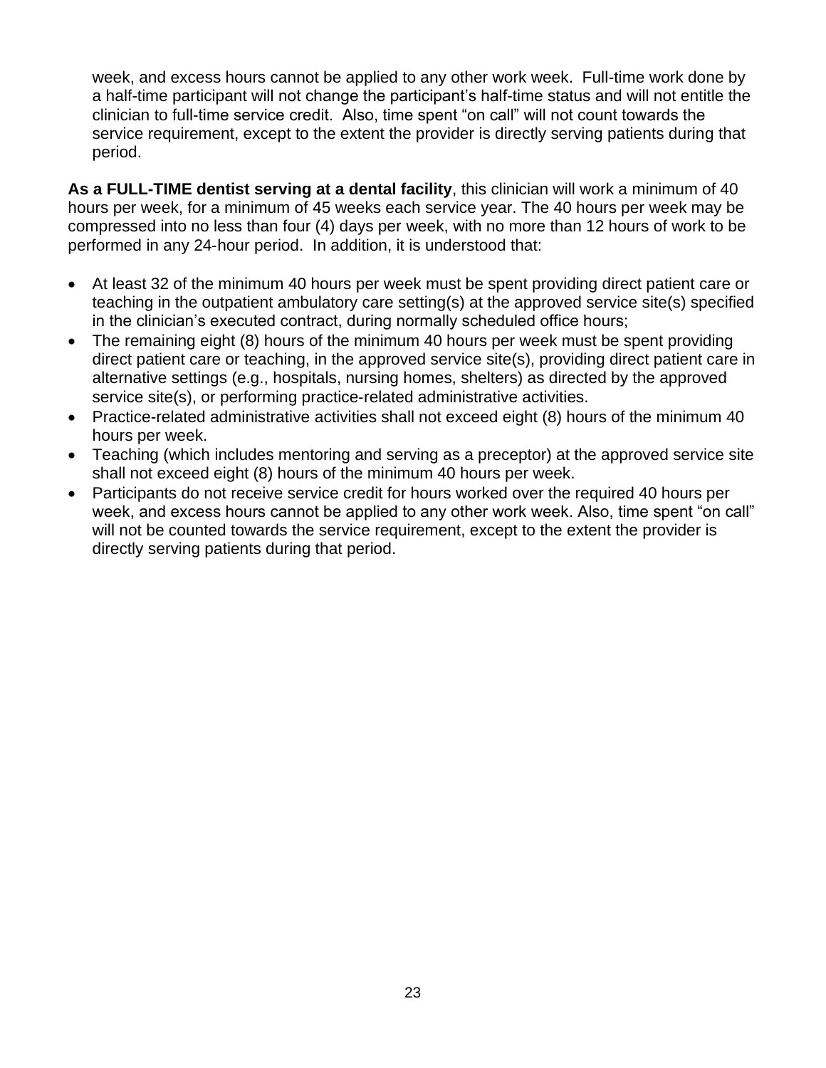week, and excess hours cannot be applied to any other work week. Full-time work done by a half-time participant will not change the participant's half-time status and will not entitle the clinician to full-time service credit. Also, time spent "on call" will not count towards the service requirement, except to the extent the provider is directly serving patients during that period.

**As a FULL-TIME dentist serving at a dental facility**, this clinician will work a minimum of 40 hours per week, for a minimum of 45 weeks each service year. The 40 hours per week may be compressed into no less than four (4) days per week, with no more than 12 hours of work to be performed in any 24-hour period. In addition, it is understood that:

- At least 32 of the minimum 40 hours per week must be spent providing direct patient care or teaching in the outpatient ambulatory care setting(s) at the approved service site(s) specified in the clinician's executed contract, during normally scheduled office hours;
- The remaining eight (8) hours of the minimum 40 hours per week must be spent providing direct patient care or teaching, in the approved service site(s), providing direct patient care in alternative settings (e.g., hospitals, nursing homes, shelters) as directed by the approved service site(s), or performing practice-related administrative activities.
- Practice-related administrative activities shall not exceed eight (8) hours of the minimum 40 hours per week.
- Teaching (which includes mentoring and serving as a preceptor) at the approved service site shall not exceed eight (8) hours of the minimum 40 hours per week.
- Participants do not receive service credit for hours worked over the required 40 hours per week, and excess hours cannot be applied to any other work week. Also, time spent "on call" will not be counted towards the service requirement, except to the extent the provider is directly serving patients during that period.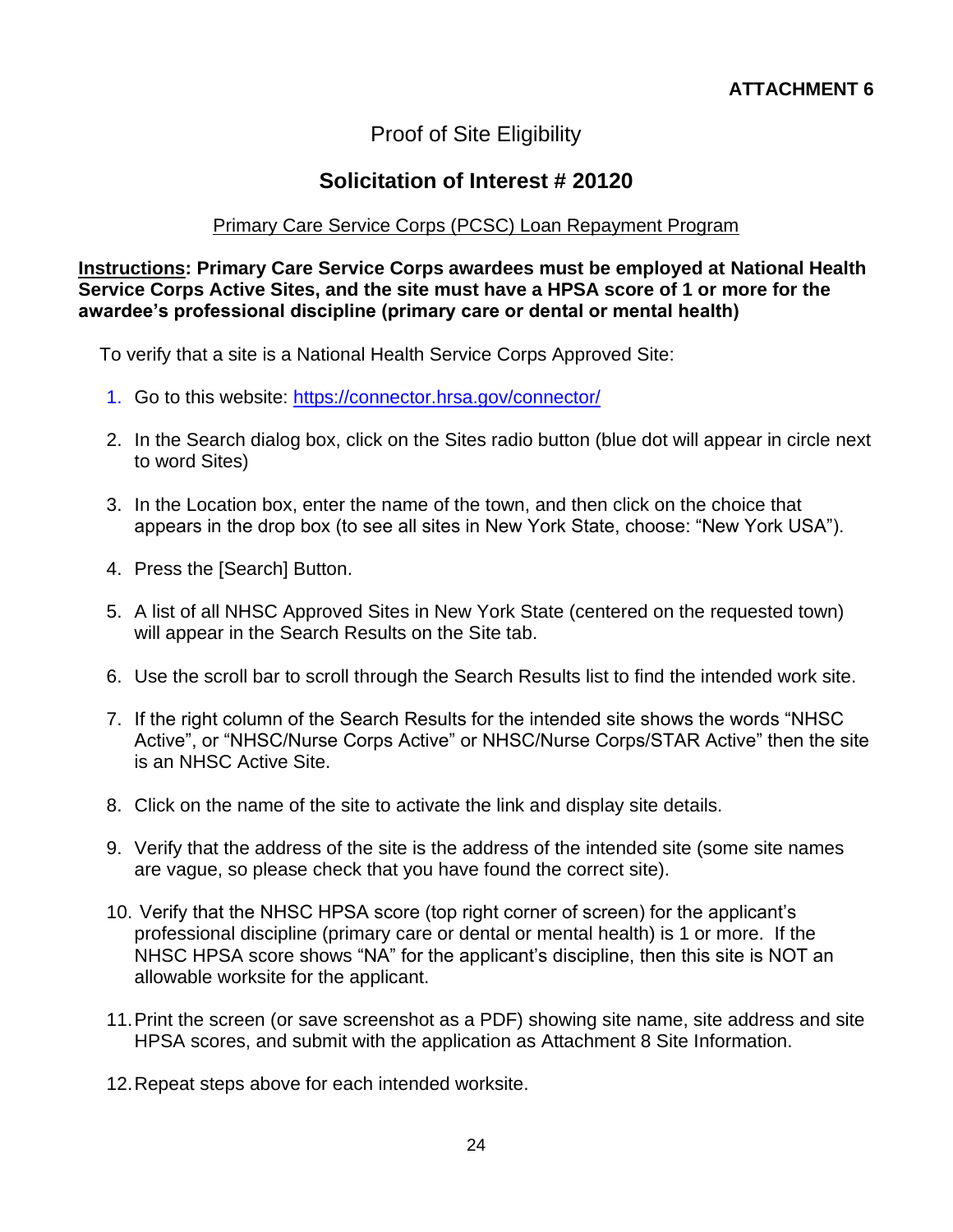**ATTACHMENT 6**

# Proof of Site Eligibility

## Solicitation of Interest # 20120

Primary Care Service Corps (PCSC) Loan Repayment Program

**Instructions: Primary Care Service Corps awardees must be employed at National Health Service Corps Active Sites, and the site must have a HPSA score of 1 or more for the awardee's professional discipline (primary care or dental or mental health)**

To verify that a site is a National Health Service Corps Approved Site:

1. Go to this website: https://connector.hrsa.gov/connector/
2. In the Search dialog box, click on the Sites radio button (blue dot will appear in circle next to word Sites)
3. In the Location box, enter the name of the town, and then click on the choice that appears in the drop box (to see all sites in New York State, choose: "New York USA").
4. Press the [Search] Button.
5. A list of all NHSC Approved Sites in New York State (centered on the requested town) will appear in the Search Results on the Site tab.
6. Use the scroll bar to scroll through the Search Results list to find the intended work site.
7. If the right column of the Search Results for the intended site shows the words "NHSC Active", or "NHSC/Nurse Corps Active" or NHSC/Nurse Corps/STAR Active" then the site is an NHSC Active Site.
8. Click on the name of the site to activate the link and display site details.
9. Verify that the address of the site is the address of the intended site (some site names are vague, so please check that you have found the correct site).
10. Verify that the NHSC HPSA score (top right corner of screen) for the applicant's professional discipline (primary care or dental or mental health) is 1 or more. If the NHSC HPSA score shows "NA" for the applicant's discipline, then this site is NOT an allowable worksite for the applicant.
11. Print the screen (or save screenshot as a PDF) showing site name, site address and site HPSA scores, and submit with the application as Attachment 8 Site Information.
12. Repeat steps above for each intended worksite.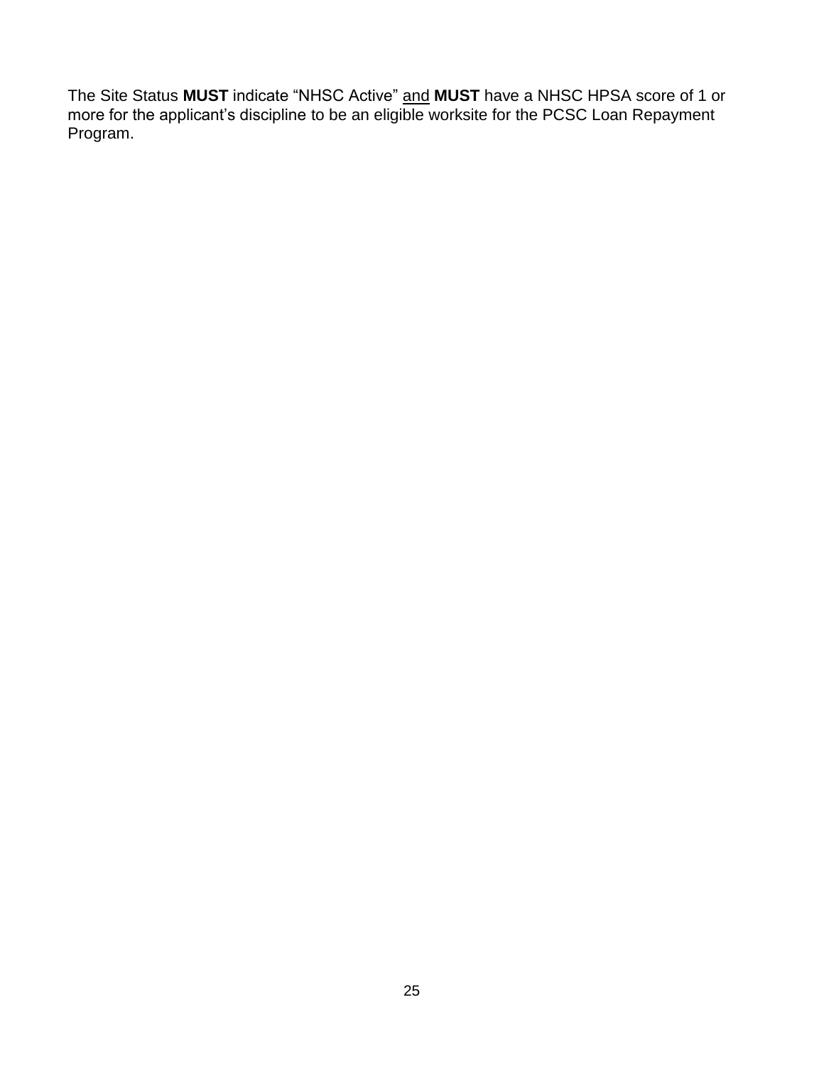The Site Status **MUST** indicate “NHSC Active” <u>and</u> **MUST** have a NHSC HPSA score of 1 or more for the applicant’s discipline to be an eligible worksite for the PCSC Loan Repayment Program.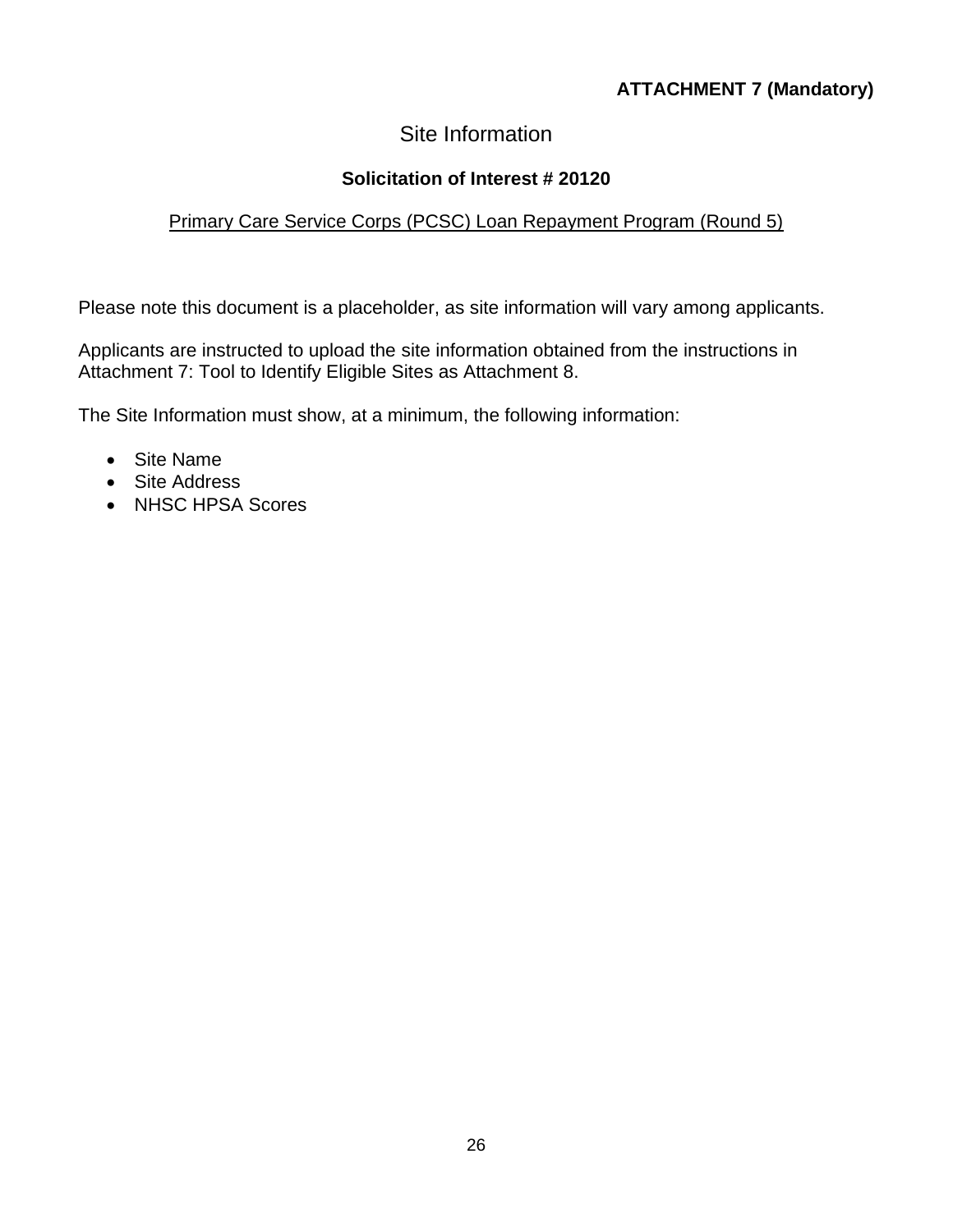**ATTACHMENT 7 (Mandatory)**

# Site Information

## Solicitation of Interest # 20120

<u>Primary Care Service Corps (PCSC) Loan Repayment Program (Round 5)</u>

Please note this document is a placeholder, as site information will vary among applicants.

Applicants are instructed to upload the site information obtained from the instructions in Attachment 7: Tool to Identify Eligible Sites as Attachment 8.

The Site Information must show, at a minimum, the following information:

- Site Name
- Site Address
- NHSC HPSA Scores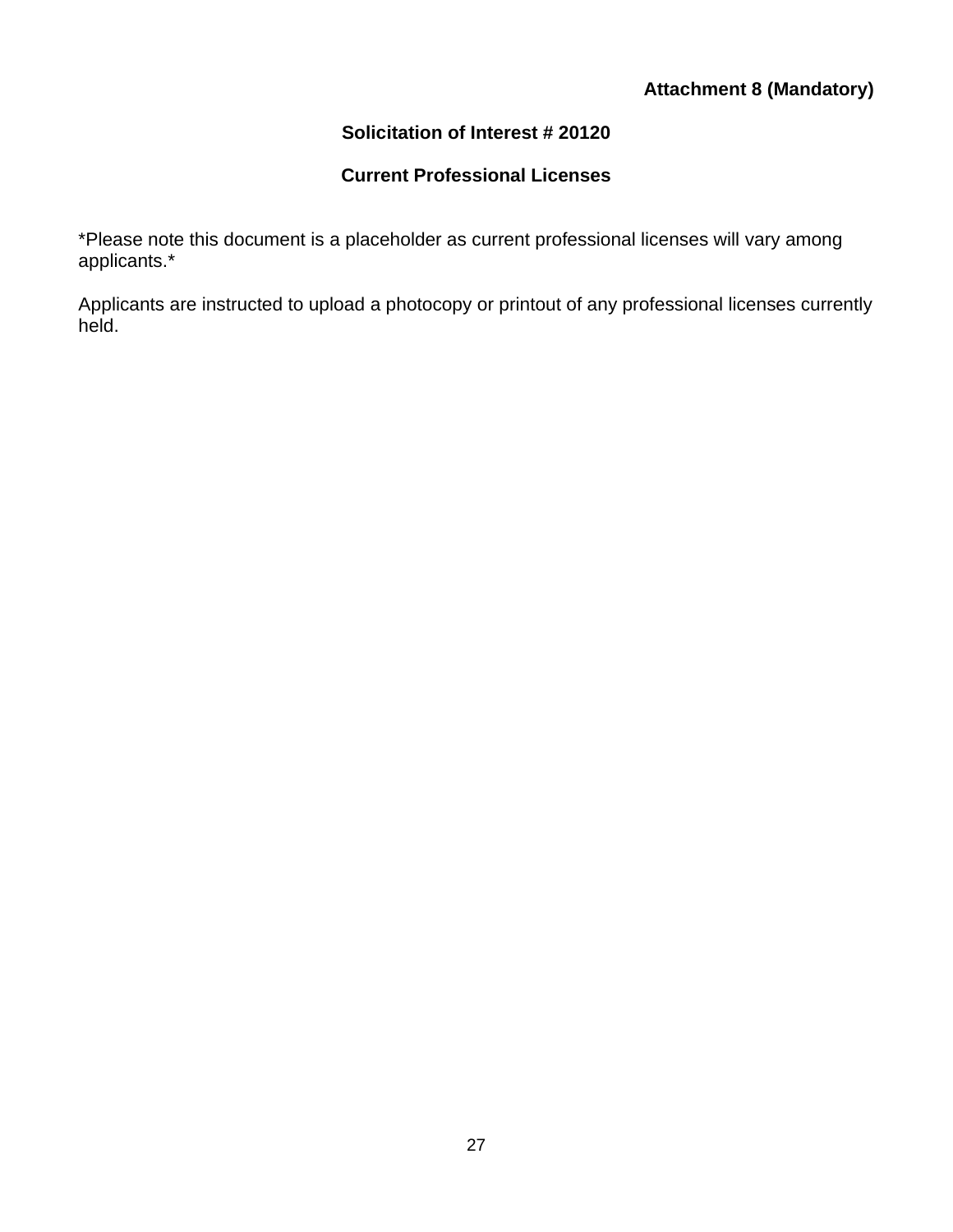**Attachment 8 (Mandatory)**

## Solicitation of Interest # 20120

## Current Professional Licenses

*Please note this document is a placeholder as current professional licenses will vary among applicants.*

Applicants are instructed to upload a photocopy or printout of any professional licenses currently held.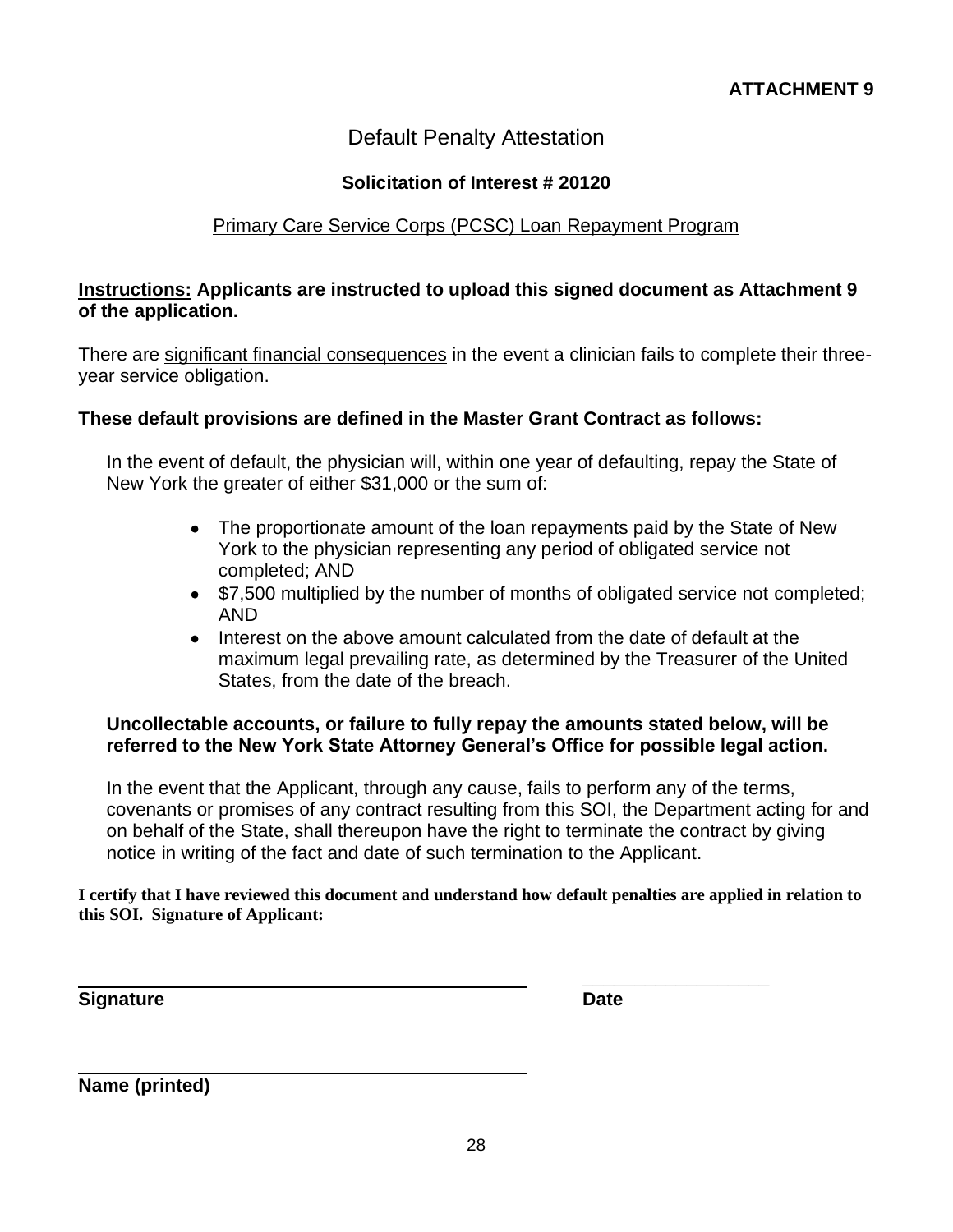**ATTACHMENT 9**

# Default Penalty Attestation

**Solicitation of Interest # 20120**

Primary Care Service Corps (PCSC) Loan Repayment Program

**Instructions: Applicants are instructed to upload this signed document as Attachment 9 of the application.**

There are significant financial consequences in the event a clinician fails to complete their three-year service obligation.

**These default provisions are defined in the Master Grant Contract as follows:**

In the event of default, the physician will, within one year of defaulting, repay the State of New York the greater of either $31,000 or the sum of:

- The proportionate amount of the loan repayments paid by the State of New York to the physician representing any period of obligated service not completed; AND
- $7,500 multiplied by the number of months of obligated service not completed; AND
- Interest on the above amount calculated from the date of default at the maximum legal prevailing rate, as determined by the Treasurer of the United States, from the date of the breach.

**Uncollectable accounts, or failure to fully repay the amounts stated below, will be referred to the New York State Attorney General's Office for possible legal action.**

In the event that the Applicant, through any cause, fails to perform any of the terms, covenants or promises of any contract resulting from this SOI, the Department acting for and on behalf of the State, shall thereupon have the right to terminate the contract by giving notice in writing of the fact and date of such termination to the Applicant.

**I certify that I have reviewed this document and understand how default penalties are applied in relation to this SOI. Signature of Applicant:**

\_\_\_\_\_\_\_\_\_\_\_\_\_\_\_\_\_\_\_\_\_\_\_\_\_\_\_\_\_\_\_\_\_\_\_\_\_\_\_\_ \_\_\_\_\_\_\_\_\_\_\_\_\_\_\_\_\_\_\_\_

**Signature** **Date**

\_\_\_\_\_\_\_\_\_\_\_\_\_\_\_\_\_\_\_\_\_\_\_\_\_\_\_\_\_\_\_\_\_\_\_\_\_\_\_\_

**Name (printed)**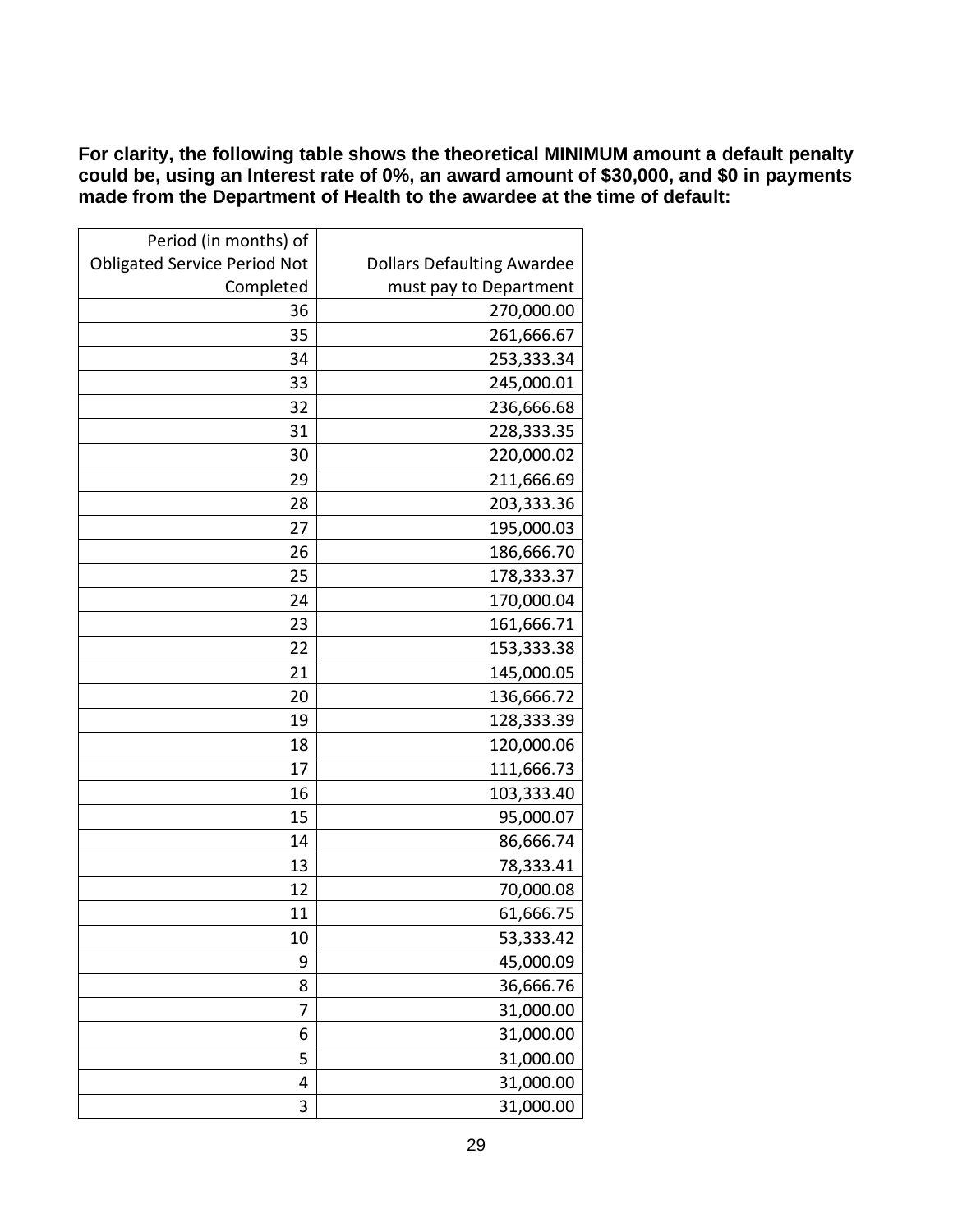**For clarity, the following table shows the theoretical MINIMUM amount a default penalty could be, using an Interest rate of 0%, an award amount of $30,000, and $0 in payments made from the Department of Health to the awardee at the time of default:**

| Period (in months) of Obligated Service Period Not Completed | Dollars Defaulting Awardee must pay to Department |
|---|---|
| 36 | 270,000.00 |
| 35 | 261,666.67 |
| 34 | 253,333.34 |
| 33 | 245,000.01 |
| 32 | 236,666.68 |
| 31 | 228,333.35 |
| 30 | 220,000.02 |
| 29 | 211,666.69 |
| 28 | 203,333.36 |
| 27 | 195,000.03 |
| 26 | 186,666.70 |
| 25 | 178,333.37 |
| 24 | 170,000.04 |
| 23 | 161,666.71 |
| 22 | 153,333.38 |
| 21 | 145,000.05 |
| 20 | 136,666.72 |
| 19 | 128,333.39 |
| 18 | 120,000.06 |
| 17 | 111,666.73 |
| 16 | 103,333.40 |
| 15 | 95,000.07 |
| 14 | 86,666.74 |
| 13 | 78,333.41 |
| 12 | 70,000.08 |
| 11 | 61,666.75 |
| 10 | 53,333.42 |
| 9 | 45,000.09 |
| 8 | 36,666.76 |
| 7 | 31,000.00 |
| 6 | 31,000.00 |
| 5 | 31,000.00 |
| 4 | 31,000.00 |
| 3 | 31,000.00 |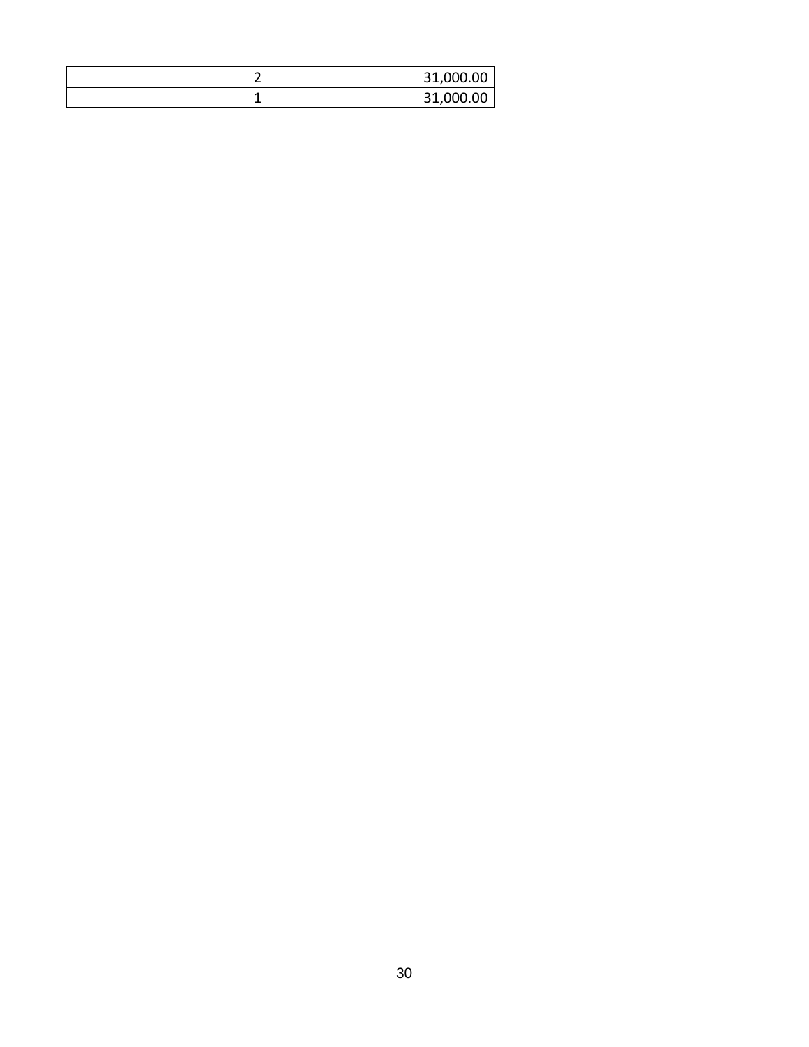| | |
|---|---|
| 2 | 31,000.00 |
| 1 | 31,000.00 |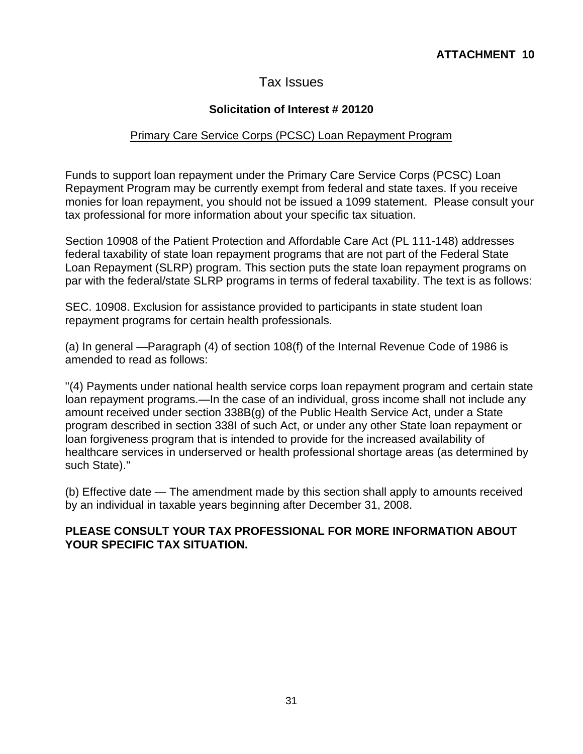**ATTACHMENT 10**

# Tax Issues

## Solicitation of Interest # 20120

Primary Care Service Corps (PCSC) Loan Repayment Program

Funds to support loan repayment under the Primary Care Service Corps (PCSC) Loan Repayment Program may be currently exempt from federal and state taxes. If you receive monies for loan repayment, you should not be issued a 1099 statement. Please consult your tax professional for more information about your specific tax situation.

Section 10908 of the Patient Protection and Affordable Care Act (PL 111-148) addresses federal taxability of state loan repayment programs that are not part of the Federal State Loan Repayment (SLRP) program. This section puts the state loan repayment programs on par with the federal/state SLRP programs in terms of federal taxability. The text is as follows:

SEC. 10908. Exclusion for assistance provided to participants in state student loan repayment programs for certain health professionals.

(a) In general —Paragraph (4) of section 108(f) of the Internal Revenue Code of 1986 is amended to read as follows:

"(4) Payments under national health service corps loan repayment program and certain state loan repayment programs.—In the case of an individual, gross income shall not include any amount received under section 338B(g) of the Public Health Service Act, under a State program described in section 338I of such Act, or under any other State loan repayment or loan forgiveness program that is intended to provide for the increased availability of healthcare services in underserved or health professional shortage areas (as determined by such State)."

(b) Effective date — The amendment made by this section shall apply to amounts received by an individual in taxable years beginning after December 31, 2008.

**PLEASE CONSULT YOUR TAX PROFESSIONAL FOR MORE INFORMATION ABOUT YOUR SPECIFIC TAX SITUATION.**